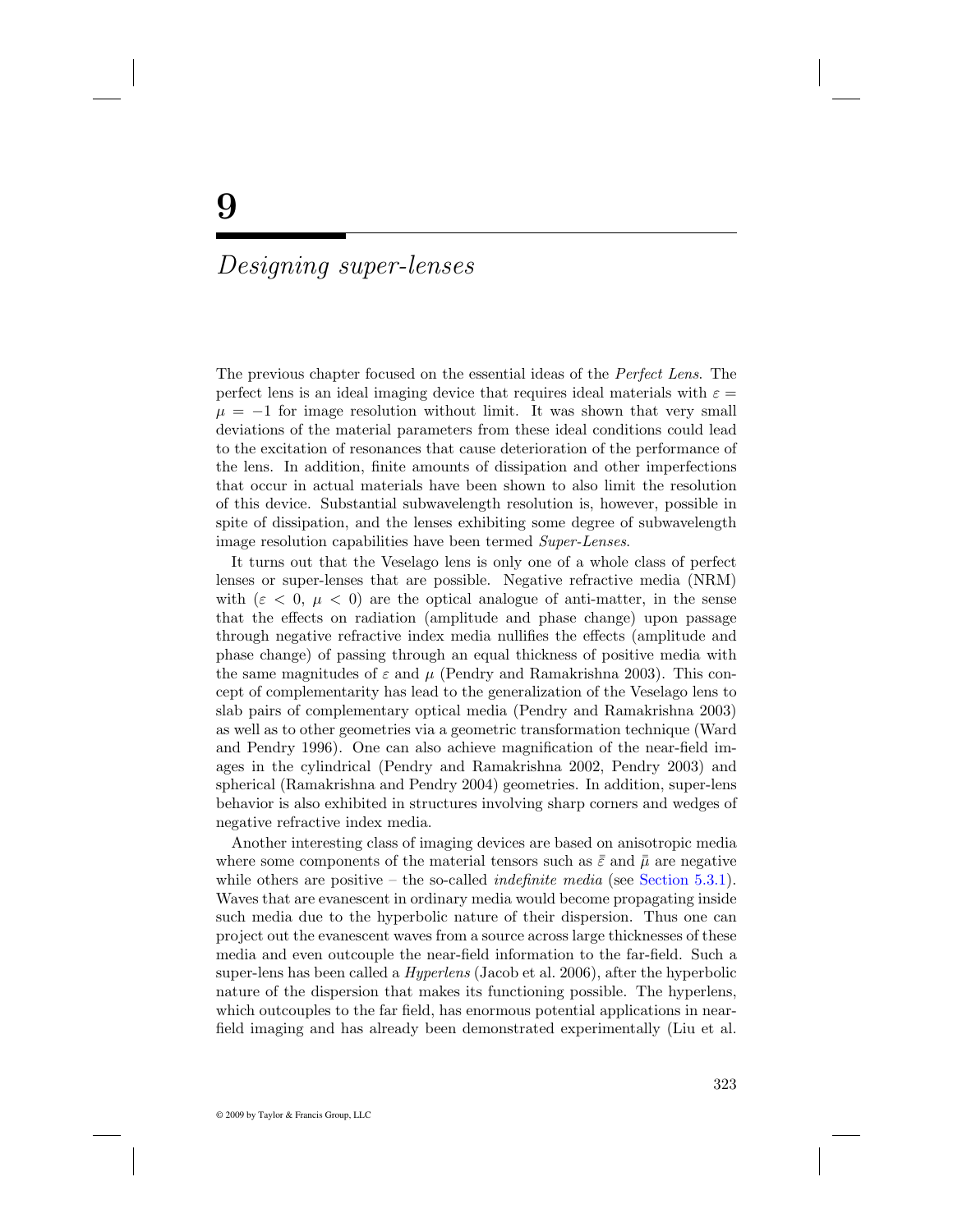# 9

## *Designing super-lenses*

The previous chapter focused on the essential ideas of the *Perfect Lens*. The perfect lens is an ideal imaging device that requires ideal materials with $\varepsilon = \mu = -1$ for image resolution without limit. It was shown that very small deviations of the material parameters from these ideal conditions could lead to the excitation of resonances that cause deterioration of the performance of the lens. In addition, finite amounts of dissipation and other imperfections that occur in actual materials have been shown to also limit the resolution of this device. Substantial subwavelength resolution is, however, possible in spite of dissipation, and the lenses exhibiting some degree of subwavelength image resolution capabilities have been termed *Super-Lenses*.

It turns out that the Veselago lens is only one of a whole class of perfect lenses or super-lenses that are possible. Negative refractive media (NRM) with ($\varepsilon < 0$, $\mu < 0$) are the optical analogue of anti-matter, in the sense that the effects on radiation (amplitude and phase change) upon passage through negative refractive index media nullifies the effects (amplitude and phase change) of passing through an equal thickness of positive media with the same magnitudes of $\varepsilon$ and $\mu$ (Pendry and Ramakrishna 2003). This concept of complementarity has lead to the generalization of the Veselago lens to slab pairs of complementary optical media (Pendry and Ramakrishna 2003) as well as to other geometries via a geometric transformation technique (Ward and Pendry 1996). One can also achieve magnification of the near-field images in the cylindrical (Pendry and Ramakrishna 2002, Pendry 2003) and spherical (Ramakrishna and Pendry 2004) geometries. In addition, super-lens behavior is also exhibited in structures involving sharp corners and wedges of negative refractive index media.

Another interesting class of imaging devices are based on anisotropic media where some components of the material tensors such as $\bar{\bar{\varepsilon}}$ and $\bar{\bar{\mu}}$ are negative while others are positive – the so-called *indefinite media* (see Section 5.3.1). Waves that are evanescent in ordinary media would become propagating inside such media due to the hyperbolic nature of their dispersion. Thus one can project out the evanescent waves from a source across large thicknesses of these media and even outcouple the near-field information to the far-field. Such a super-lens has been called a *Hyperlens* (Jacob et al. 2006), after the hyperbolic nature of the dispersion that makes its functioning possible. The hyperlens, which outcouples to the far field, has enormous potential applications in near-field imaging and has already been demonstrated experimentally (Liu et al.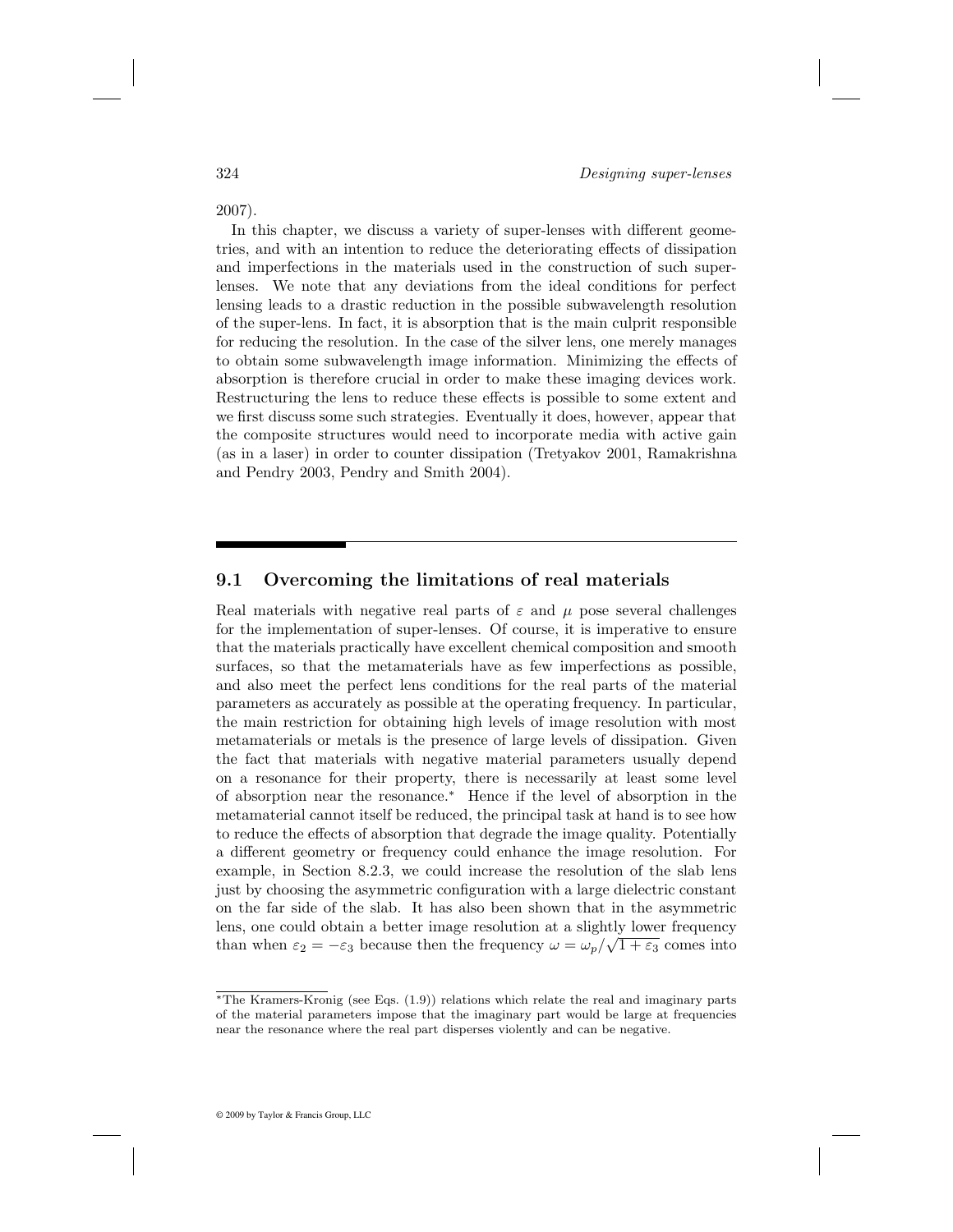2007).

In this chapter, we discuss a variety of super-lenses with different geometries, and with an intention to reduce the deteriorating effects of dissipation and imperfections in the materials used in the construction of such super-lenses. We note that any deviations from the ideal conditions for perfect lensing leads to a drastic reduction in the possible subwavelength resolution of the super-lens. In fact, it is absorption that is the main culprit responsible for reducing the resolution. In the case of the silver lens, one merely manages to obtain some subwavelength image information. Minimizing the effects of absorption is therefore crucial in order to make these imaging devices work. Restructuring the lens to reduce these effects is possible to some extent and we first discuss some such strategies. Eventually it does, however, appear that the composite structures would need to incorporate media with active gain (as in a laser) in order to counter dissipation (Tretyakov 2001, Ramakrishna and Pendry 2003, Pendry and Smith 2004).

## 9.1 Overcoming the limitations of real materials

Real materials with negative real parts of $\varepsilon$ and $\mu$ pose several challenges for the implementation of super-lenses. Of course, it is imperative to ensure that the materials practically have excellent chemical composition and smooth surfaces, so that the metamaterials have as few imperfections as possible, and also meet the perfect lens conditions for the real parts of the material parameters as accurately as possible at the operating frequency. In particular, the main restriction for obtaining high levels of image resolution with most metamaterials or metals is the presence of large levels of dissipation. Given the fact that materials with negative material parameters usually depend on a resonance for their property, there is necessarily at least some level of absorption near the resonance.* Hence if the level of absorption in the metamaterial cannot itself be reduced, the principal task at hand is to see how to reduce the effects of absorption that degrade the image quality. Potentially a different geometry or frequency could enhance the image resolution. For example, in Section 8.2.3, we could increase the resolution of the slab lens just by choosing the asymmetric configuration with a large dielectric constant on the far side of the slab. It has also been shown that in the asymmetric lens, one could obtain a better image resolution at a slightly lower frequency than when $\varepsilon_2 = -\varepsilon_3$ because then the frequency $\omega = \omega_p/\sqrt{1+\varepsilon_3}$ comes into

*The Kramers-Kronig (see Eqs. (1.9)) relations which relate the real and imaginary parts of the material parameters impose that the imaginary part would be large at frequencies near the resonance where the real part disperses violently and can be negative.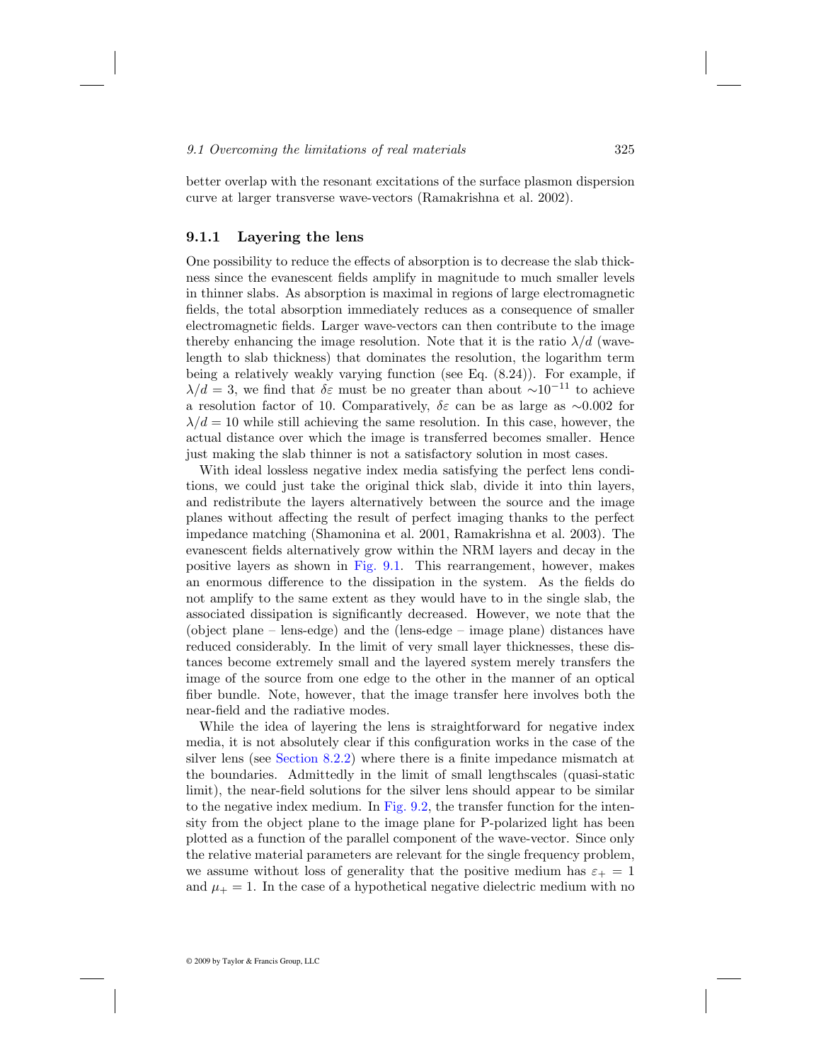better overlap with the resonant excitations of the surface plasmon dispersion curve at larger transverse wave-vectors (Ramakrishna et al. 2002).

### 9.1.1 Layering the lens

One possibility to reduce the effects of absorption is to decrease the slab thickness since the evanescent fields amplify in magnitude to much smaller levels in thinner slabs. As absorption is maximal in regions of large electromagnetic fields, the total absorption immediately reduces as a consequence of smaller electromagnetic fields. Larger wave-vectors can then contribute to the image thereby enhancing the image resolution. Note that it is the ratio $\lambda/d$ (wavelength to slab thickness) that dominates the resolution, the logarithm term being a relatively weakly varying function (see Eq. (8.24)). For example, if $\lambda/d = 3$, we find that $\delta\varepsilon$ must be no greater than about $\sim 10^{-11}$ to achieve a resolution factor of 10. Comparatively, $\delta\varepsilon$ can be as large as $\sim 0.002$ for $\lambda/d = 10$ while still achieving the same resolution. In this case, however, the actual distance over which the image is transferred becomes smaller. Hence just making the slab thinner is not a satisfactory solution in most cases.

With ideal lossless negative index media satisfying the perfect lens conditions, we could just take the original thick slab, divide it into thin layers, and redistribute the layers alternatively between the source and the image planes without affecting the result of perfect imaging thanks to the perfect impedance matching (Shamonina et al. 2001, Ramakrishna et al. 2003). The evanescent fields alternatively grow within the NRM layers and decay in the positive layers as shown in Fig. 9.1. This rearrangement, however, makes an enormous difference to the dissipation in the system. As the fields do not amplify to the same extent as they would have to in the single slab, the associated dissipation is significantly decreased. However, we note that the (object plane – lens-edge) and the (lens-edge – image plane) distances have reduced considerably. In the limit of very small layer thicknesses, these distances become extremely small and the layered system merely transfers the image of the source from one edge to the other in the manner of an optical fiber bundle. Note, however, that the image transfer here involves both the near-field and the radiative modes.

While the idea of layering the lens is straightforward for negative index media, it is not absolutely clear if this configuration works in the case of the silver lens (see Section 8.2.2) where there is a finite impedance mismatch at the boundaries. Admittedly in the limit of small lengthscales (quasi-static limit), the near-field solutions for the silver lens should appear to be similar to the negative index medium. In Fig. 9.2, the transfer function for the intensity from the object plane to the image plane for P-polarized light has been plotted as a function of the parallel component of the wave-vector. Since only the relative material parameters are relevant for the single frequency problem, we assume without loss of generality that the positive medium has $\varepsilon_+ = 1$ and $\mu_+ = 1$. In the case of a hypothetical negative dielectric medium with no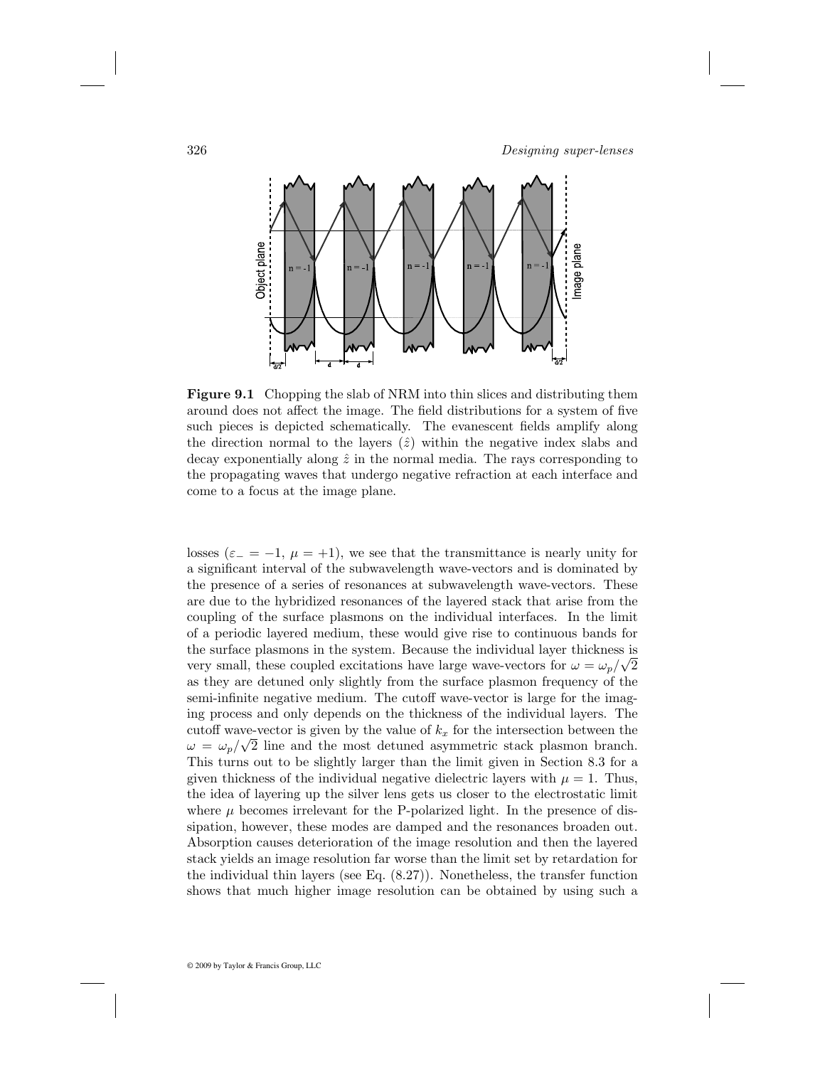**Figure 9.1** Chopping the slab of NRM into thin slices and distributing them around does not affect the image. The field distributions for a system of five such pieces is depicted schematically. The evanescent fields amplify along the direction normal to the layers ($\hat{z}$) within the negative index slabs and decay exponentially along $\hat{z}$ in the normal media. The rays corresponding to the propagating waves that undergo negative refraction at each interface and come to a focus at the image plane.

losses ($\varepsilon_- = -1$, $\mu = +1$), we see that the transmittance is nearly unity for a significant interval of the subwavelength wave-vectors and is dominated by the presence of a series of resonances at subwavelength wave-vectors. These are due to the hybridized resonances of the layered stack that arise from the coupling of the surface plasmons on the individual interfaces. In the limit of a periodic layered medium, these would give rise to continuous bands for the surface plasmons in the system. Because the individual layer thickness is very small, these coupled excitations have large wave-vectors for $\omega = \omega_p/\sqrt{2}$ as they are detuned only slightly from the surface plasmon frequency of the semi-infinite negative medium. The cutoff wave-vector is large for the imaging process and only depends on the thickness of the individual layers. The cutoff wave-vector is given by the value of $k_x$ for the intersection between the $\omega = \omega_p/\sqrt{2}$ line and the most detuned asymmetric stack plasmon branch. This turns out to be slightly larger than the limit given in Section 8.3 for a given thickness of the individual negative dielectric layers with $\mu = 1$. Thus, the idea of layering up the silver lens gets us closer to the electrostatic limit where $\mu$ becomes irrelevant for the P-polarized light. In the presence of dissipation, however, these modes are damped and the resonances broaden out. Absorption causes deterioration of the image resolution and then the layered stack yields an image resolution far worse than the limit set by retardation for the individual thin layers (see Eq. (8.27)). Nonetheless, the transfer function shows that much higher image resolution can be obtained by using such a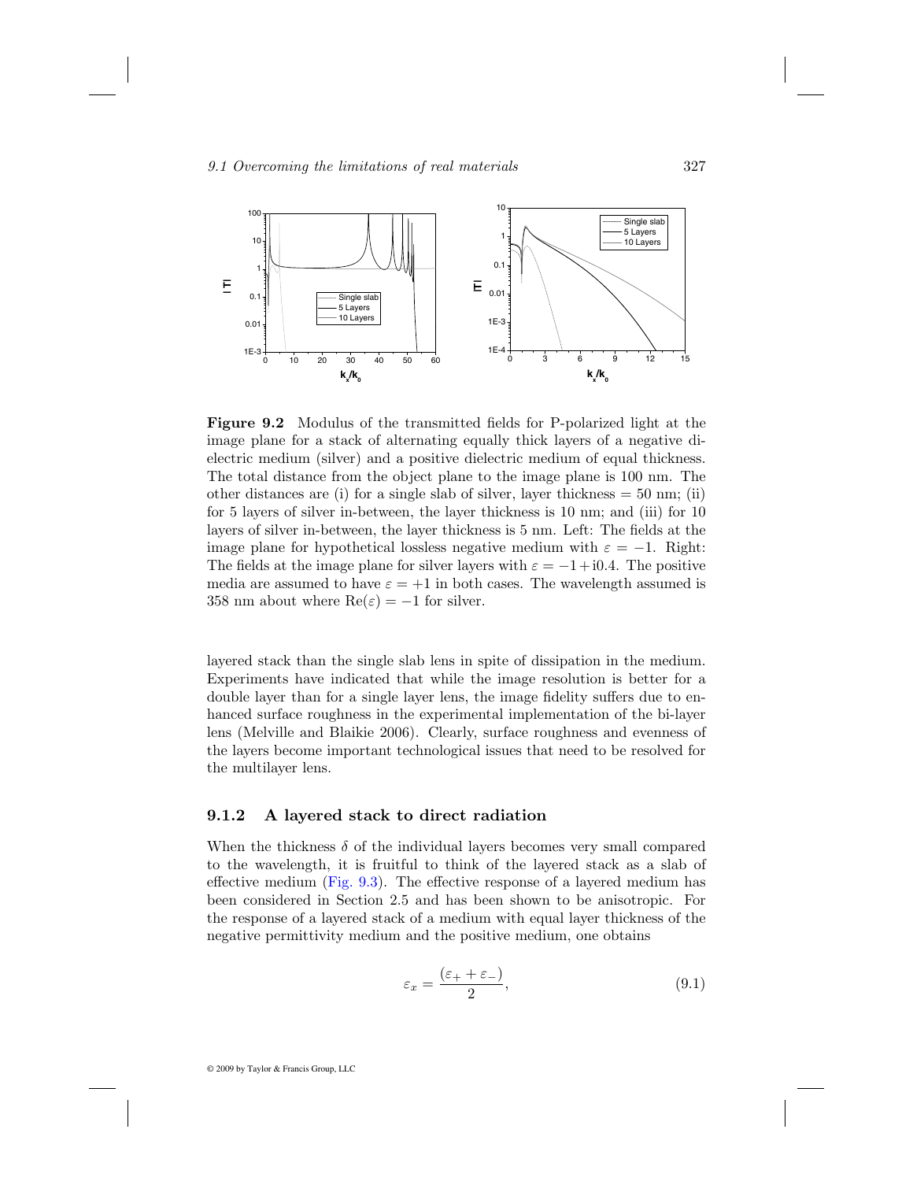**Figure 9.2** Modulus of the transmitted fields for P-polarized light at the image plane for a stack of alternating equally thick layers of a negative dielectric medium (silver) and a positive dielectric medium of equal thickness. The total distance from the object plane to the image plane is 100 nm. The other distances are (i) for a single slab of silver, layer thickness = 50 nm; (ii) for 5 layers of silver in-between, the layer thickness is 10 nm; and (iii) for 10 layers of silver in-between, the layer thickness is 5 nm. Left: The fields at the image plane for hypothetical lossless negative medium with $\varepsilon = -1$. Right: The fields at the image plane for silver layers with $\varepsilon = -1 + \mathrm{i}0.4$. The positive media are assumed to have $\varepsilon = +1$ in both cases. The wavelength assumed is 358 nm about where $\mathrm{Re}(\varepsilon) = -1$ for silver.

layered stack than the single slab lens in spite of dissipation in the medium. Experiments have indicated that while the image resolution is better for a double layer than for a single layer lens, the image fidelity suffers due to enhanced surface roughness in the experimental implementation of the bi-layer lens (Melville and Blaikie 2006). Clearly, surface roughness and evenness of the layers become important technological issues that need to be resolved for the multilayer lens.

### 9.1.2 A layered stack to direct radiation

When the thickness $\delta$ of the individual layers becomes very small compared to the wavelength, it is fruitful to think of the layered stack as a slab of effective medium (Fig. 9.3). The effective response of a layered medium has been considered in Section 2.5 and has been shown to be anisotropic. For the response of a layered stack of a medium with equal layer thickness of the negative permittivity medium and the positive medium, one obtains

$$\varepsilon_x = \frac{(\varepsilon_+ + \varepsilon_-)}{2}, \tag{9.1}$$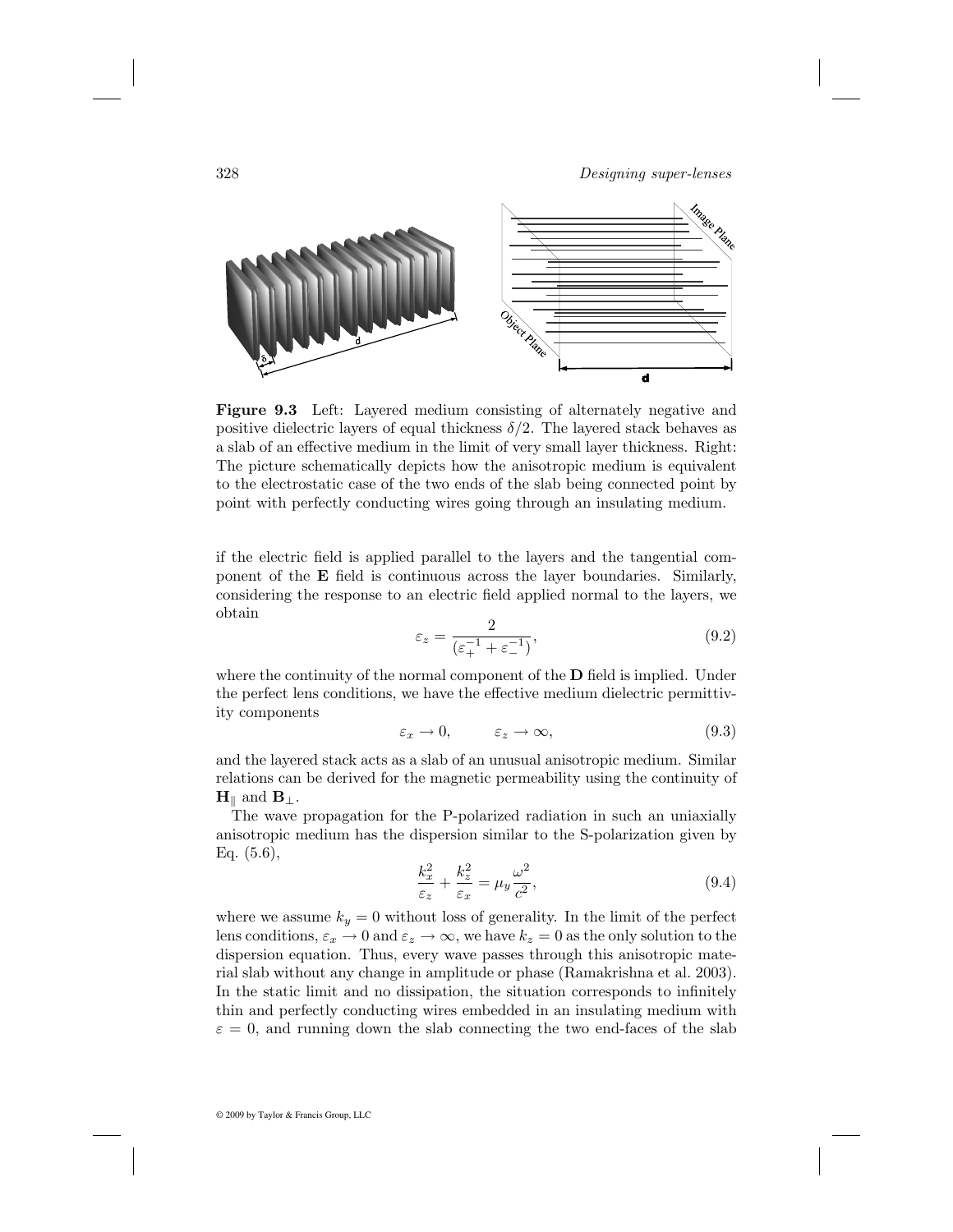**Figure 9.3** Left: Layered medium consisting of alternately negative and positive dielectric layers of equal thickness $\delta/2$. The layered stack behaves as a slab of an effective medium in the limit of very small layer thickness. Right: The picture schematically depicts how the anisotropic medium is equivalent to the electrostatic case of the two ends of the slab being connected point by point with perfectly conducting wires going through an insulating medium.

if the electric field is applied parallel to the layers and the tangential component of the **E** field is continuous across the layer boundaries. Similarly, considering the response to an electric field applied normal to the layers, we obtain

$$\varepsilon_z = \frac{2}{(\varepsilon_+^{-1} + \varepsilon_-^{-1})}, \tag{9.2}$$

where the continuity of the normal component of the **D** field is implied. Under the perfect lens conditions, we have the effective medium dielectric permittivity components

$$\varepsilon_x \rightarrow 0, \qquad \varepsilon_z \rightarrow \infty, \tag{9.3}$$

and the layered stack acts as a slab of an unusual anisotropic medium. Similar relations can be derived for the magnetic permeability using the continuity of $\mathbf{H}_\parallel$ and $\mathbf{B}_\perp$.

The wave propagation for the P-polarized radiation in such an uniaxially anisotropic medium has the dispersion similar to the S-polarization given by Eq. (5.6),

$$\frac{k_x^2}{\varepsilon_z} + \frac{k_z^2}{\varepsilon_x} = \mu_y \frac{\omega^2}{c^2}, \tag{9.4}$$

where we assume $k_y = 0$ without loss of generality. In the limit of the perfect lens conditions, $\varepsilon_x \rightarrow 0$ and $\varepsilon_z \rightarrow \infty$, we have $k_z = 0$ as the only solution to the dispersion equation. Thus, every wave passes through this anisotropic material slab without any change in amplitude or phase (Ramakrishna et al. 2003). In the static limit and no dissipation, the situation corresponds to infinitely thin and perfectly conducting wires embedded in an insulating medium with $\varepsilon = 0$, and running down the slab connecting the two end-faces of the slab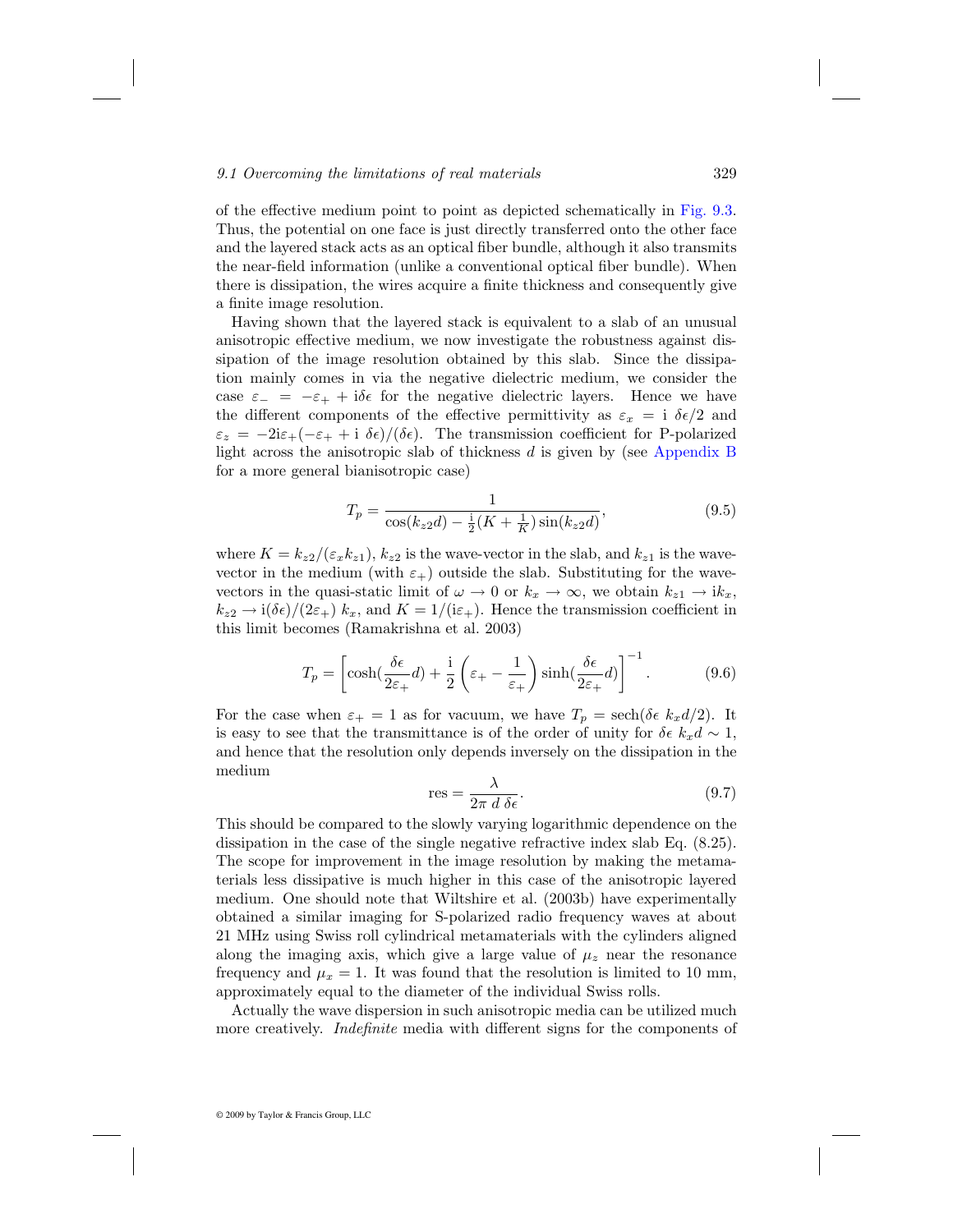of the effective medium point to point as depicted schematically in Fig. 9.3. Thus, the potential on one face is just directly transferred onto the other face and the layered stack acts as an optical fiber bundle, although it also transmits the near-field information (unlike a conventional optical fiber bundle). When there is dissipation, the wires acquire a finite thickness and consequently give a finite image resolution.

Having shown that the layered stack is equivalent to a slab of an unusual anisotropic effective medium, we now investigate the robustness against dissipation of the image resolution obtained by this slab. Since the dissipation mainly comes in via the negative dielectric medium, we consider the case $\varepsilon_- = -\varepsilon_+ + \mathrm{i}\delta\epsilon$ for the negative dielectric layers. Hence we have the different components of the effective permittivity as $\varepsilon_x = \mathrm{i}\ \delta\epsilon/2$ and $\varepsilon_z = -2\mathrm{i}\varepsilon_+(-\varepsilon_+ + \mathrm{i}\ \delta\epsilon)/(\delta\epsilon)$. The transmission coefficient for P-polarized light across the anisotropic slab of thickness $d$ is given by (see Appendix B for a more general bianisotropic case)

$$T_p = \frac{1}{\cos(k_{z2}d) - \frac{\mathrm{i}}{2}(K + \frac{1}{K})\sin(k_{z2}d)}, \tag{9.5}$$

where $K = k_{z2}/(\varepsilon_x k_{z1})$, $k_{z2}$ is the wave-vector in the slab, and $k_{z1}$ is the wave-vector in the medium (with $\varepsilon_+$) outside the slab. Substituting for the wave-vectors in the quasi-static limit of $\omega \to 0$ or $k_x \to \infty$, we obtain $k_{z1} \to \mathrm{i}k_x$, $k_{z2} \to \mathrm{i}(\delta\epsilon)/(2\varepsilon_+)\ k_x$, and $K = 1/(\mathrm{i}\varepsilon_+)$. Hence the transmission coefficient in this limit becomes (Ramakrishna et al. 2003)

$$T_p = \left[\cosh(\frac{\delta\epsilon}{2\varepsilon_+}d) + \frac{\mathrm{i}}{2}\left(\varepsilon_+ - \frac{1}{\varepsilon_+}\right)\sinh(\frac{\delta\epsilon}{2\varepsilon_+}d)\right]^{-1}. \tag{9.6}$$

For the case when $\varepsilon_+ = 1$ as for vacuum, we have $T_p = \mathrm{sech}(\delta\epsilon\ k_x d/2)$. It is easy to see that the transmittance is of the order of unity for $\delta\epsilon\ k_x d \sim 1$, and hence that the resolution only depends inversely on the dissipation in the medium

$$\mathrm{res} = \frac{\lambda}{2\pi\ d\ \delta\epsilon}. \tag{9.7}$$

This should be compared to the slowly varying logarithmic dependence on the dissipation in the case of the single negative refractive index slab Eq. (8.25). The scope for improvement in the image resolution by making the metamaterials less dissipative is much higher in this case of the anisotropic layered medium. One should note that Wiltshire et al. (2003b) have experimentally obtained a similar imaging for S-polarized radio frequency waves at about 21 MHz using Swiss roll cylindrical metamaterials with the cylinders aligned along the imaging axis, which give a large value of $\mu_z$ near the resonance frequency and $\mu_x = 1$. It was found that the resolution is limited to 10 mm, approximately equal to the diameter of the individual Swiss rolls.

Actually the wave dispersion in such anisotropic media can be utilized much more creatively. *Indefinite* media with different signs for the components of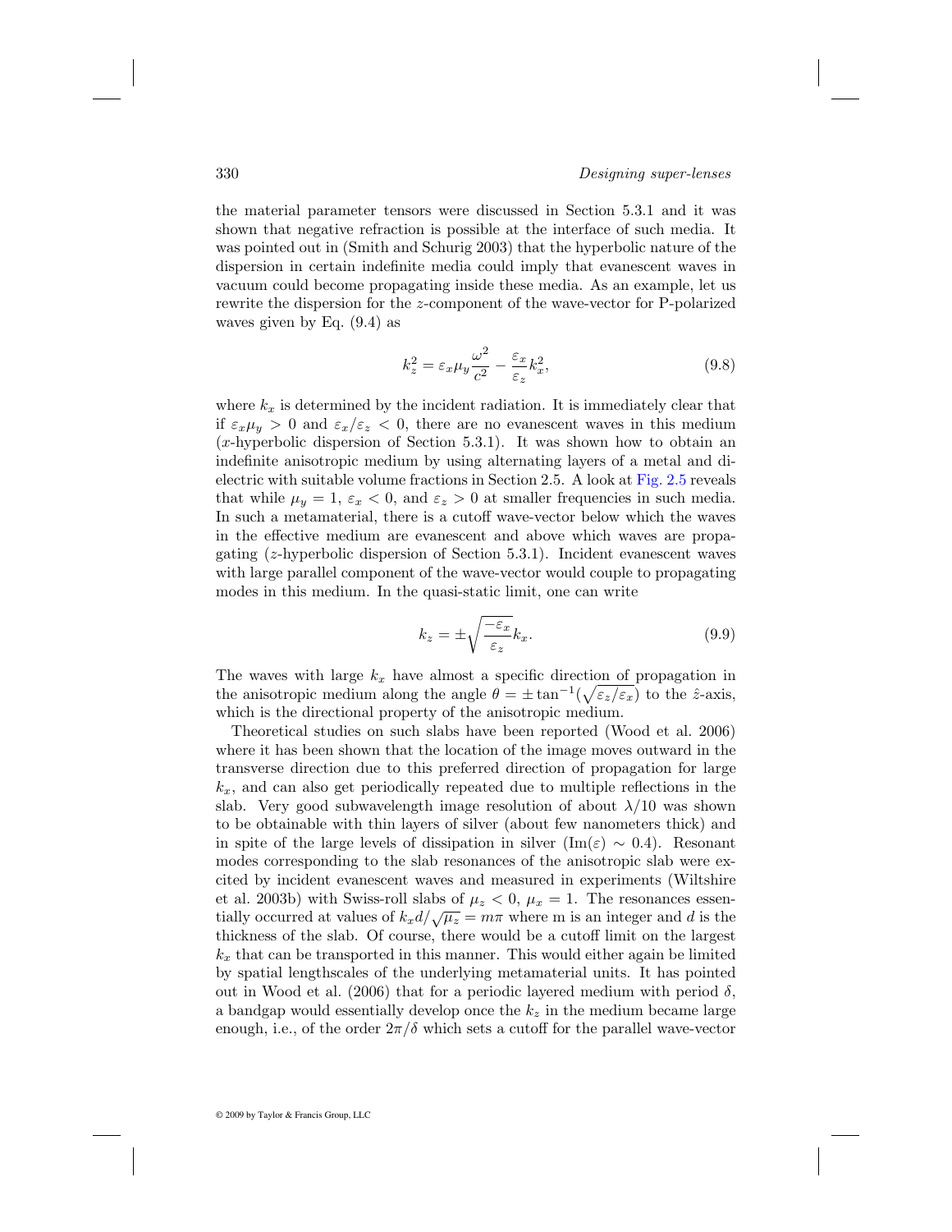the material parameter tensors were discussed in Section 5.3.1 and it was shown that negative refraction is possible at the interface of such media. It was pointed out in (Smith and Schurig 2003) that the hyperbolic nature of the dispersion in certain indefinite media could imply that evanescent waves in vacuum could become propagating inside these media. As an example, let us rewrite the dispersion for the $z$-component of the wave-vector for P-polarized waves given by Eq. (9.4) as

$$k_z^2 = \varepsilon_x \mu_y \frac{\omega^2}{c^2} - \frac{\varepsilon_x}{\varepsilon_z} k_x^2, \tag{9.8}$$

where $k_x$ is determined by the incident radiation. It is immediately clear that if $\varepsilon_x \mu_y > 0$ and $\varepsilon_x/\varepsilon_z < 0$, there are no evanescent waves in this medium ($x$-hyperbolic dispersion of Section 5.3.1). It was shown how to obtain an indefinite anisotropic medium by using alternating layers of a metal and dielectric with suitable volume fractions in Section 2.5. A look at Fig. 2.5 reveals that while $\mu_y = 1$, $\varepsilon_x < 0$, and $\varepsilon_z > 0$ at smaller frequencies in such media. In such a metamaterial, there is a cutoff wave-vector below which the waves in the effective medium are evanescent and above which waves are propagating ($z$-hyperbolic dispersion of Section 5.3.1). Incident evanescent waves with large parallel component of the wave-vector would couple to propagating modes in this medium. In the quasi-static limit, one can write

$$k_z = \pm \sqrt{\frac{-\varepsilon_x}{\varepsilon_z}} k_x. \tag{9.9}$$

The waves with large $k_x$ have almost a specific direction of propagation in the anisotropic medium along the angle $\theta = \pm \tan^{-1}(\sqrt{\varepsilon_z/\varepsilon_x})$ to the $\hat{z}$-axis, which is the directional property of the anisotropic medium.

Theoretical studies on such slabs have been reported (Wood et al. 2006) where it has been shown that the location of the image moves outward in the transverse direction due to this preferred direction of propagation for large $k_x$, and can also get periodically repeated due to multiple reflections in the slab. Very good subwavelength image resolution of about $\lambda/10$ was shown to be obtainable with thin layers of silver (about few nanometers thick) and in spite of the large levels of dissipation in silver ($\mathrm{Im}(\varepsilon) \sim 0.4$). Resonant modes corresponding to the slab resonances of the anisotropic slab were excited by incident evanescent waves and measured in experiments (Wiltshire et al. 2003b) with Swiss-roll slabs of $\mu_z < 0$, $\mu_x = 1$. The resonances essentially occurred at values of $k_x d/\sqrt{\mu_z} = m\pi$ where m is an integer and $d$ is the thickness of the slab. Of course, there would be a cutoff limit on the largest $k_x$ that can be transported in this manner. This would either again be limited by spatial lengthscales of the underlying metamaterial units. It has pointed out in Wood et al. (2006) that for a periodic layered medium with period $\delta$, a bandgap would essentially develop once the $k_z$ in the medium became large enough, i.e., of the order $2\pi/\delta$ which sets a cutoff for the parallel wave-vector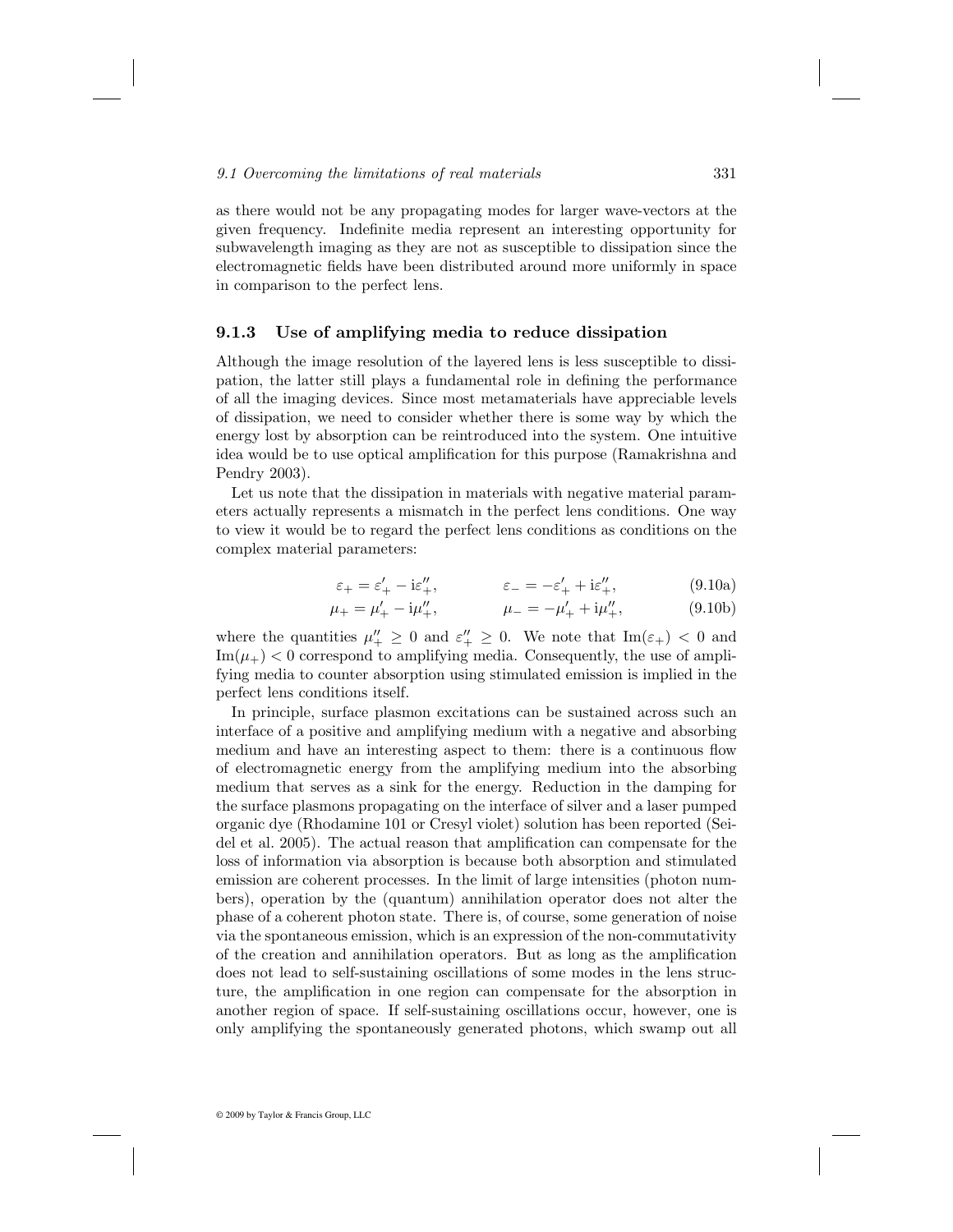as there would not be any propagating modes for larger wave-vectors at the given frequency. Indefinite media represent an interesting opportunity for subwavelength imaging as they are not as susceptible to dissipation since the electromagnetic fields have been distributed around more uniformly in space in comparison to the perfect lens.

### 9.1.3 Use of amplifying media to reduce dissipation

Although the image resolution of the layered lens is less susceptible to dissipation, the latter still plays a fundamental role in defining the performance of all the imaging devices. Since most metamaterials have appreciable levels of dissipation, we need to consider whether there is some way by which the energy lost by absorption can be reintroduced into the system. One intuitive idea would be to use optical amplification for this purpose (Ramakrishna and Pendry 2003).

Let us note that the dissipation in materials with negative material parameters actually represents a mismatch in the perfect lens conditions. One way to view it would be to regard the perfect lens conditions as conditions on the complex material parameters:

$$\varepsilon_+ = \varepsilon'_+ - \mathrm{i}\varepsilon''_+, \qquad \varepsilon_- = -\varepsilon'_+ + \mathrm{i}\varepsilon''_+, \tag{9.10a}$$

$$\mu_+ = \mu'_+ - \mathrm{i}\mu''_+, \qquad \mu_- = -\mu'_+ + \mathrm{i}\mu''_+, \tag{9.10b}$$

where the quantities $\mu''_+ \geq 0$ and $\varepsilon''_+ \geq 0$. We note that $\mathrm{Im}(\varepsilon_+) < 0$ and $\mathrm{Im}(\mu_+) < 0$ correspond to amplifying media. Consequently, the use of amplifying media to counter absorption using stimulated emission is implied in the perfect lens conditions itself.

In principle, surface plasmon excitations can be sustained across such an interface of a positive and amplifying medium with a negative and absorbing medium and have an interesting aspect to them: there is a continuous flow of electromagnetic energy from the amplifying medium into the absorbing medium that serves as a sink for the energy. Reduction in the damping for the surface plasmons propagating on the interface of silver and a laser pumped organic dye (Rhodamine 101 or Cresyl violet) solution has been reported (Seidel et al. 2005). The actual reason that amplification can compensate for the loss of information via absorption is because both absorption and stimulated emission are coherent processes. In the limit of large intensities (photon numbers), operation by the (quantum) annihilation operator does not alter the phase of a coherent photon state. There is, of course, some generation of noise via the spontaneous emission, which is an expression of the non-commutativity of the creation and annihilation operators. But as long as the amplification does not lead to self-sustaining oscillations of some modes in the lens structure, the amplification in one region can compensate for the absorption in another region of space. If self-sustaining oscillations occur, however, one is only amplifying the spontaneously generated photons, which swamp out all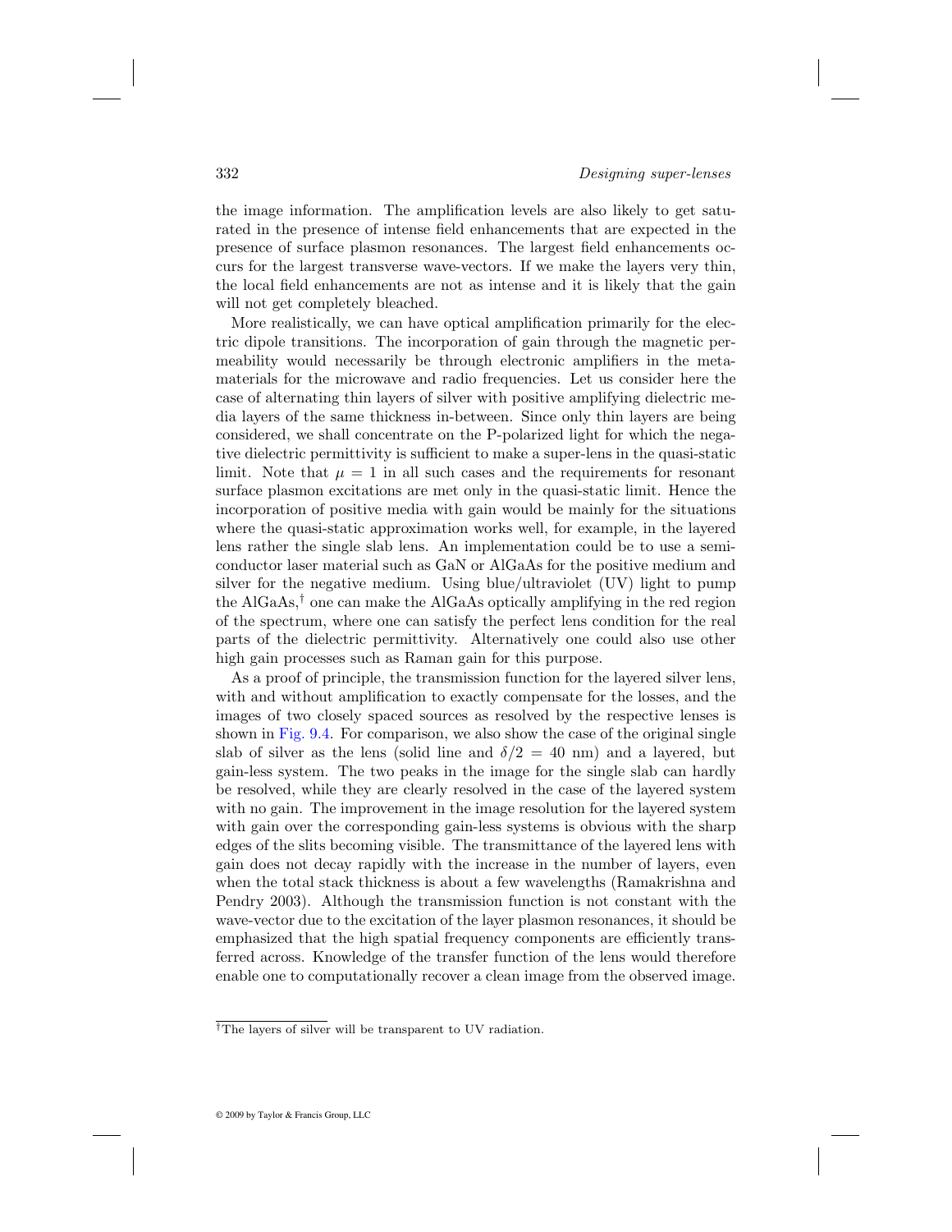the image information. The amplification levels are also likely to get saturated in the presence of intense field enhancements that are expected in the presence of surface plasmon resonances. The largest field enhancements occurs for the largest transverse wave-vectors. If we make the layers very thin, the local field enhancements are not as intense and it is likely that the gain will not get completely bleached.

More realistically, we can have optical amplification primarily for the electric dipole transitions. The incorporation of gain through the magnetic permeability would necessarily be through electronic amplifiers in the metamaterials for the microwave and radio frequencies. Let us consider here the case of alternating thin layers of silver with positive amplifying dielectric media layers of the same thickness in-between. Since only thin layers are being considered, we shall concentrate on the P-polarized light for which the negative dielectric permittivity is sufficient to make a super-lens in the quasi-static limit. Note that $\mu = 1$ in all such cases and the requirements for resonant surface plasmon excitations are met only in the quasi-static limit. Hence the incorporation of positive media with gain would be mainly for the situations where the quasi-static approximation works well, for example, in the layered lens rather the single slab lens. An implementation could be to use a semiconductor laser material such as GaN or AlGaAs for the positive medium and silver for the negative medium. Using blue/ultraviolet (UV) light to pump the AlGaAs,[†] one can make the AlGaAs optically amplifying in the red region of the spectrum, where one can satisfy the perfect lens condition for the real parts of the dielectric permittivity. Alternatively one could also use other high gain processes such as Raman gain for this purpose.

As a proof of principle, the transmission function for the layered silver lens, with and without amplification to exactly compensate for the losses, and the images of two closely spaced sources as resolved by the respective lenses is shown in Fig. 9.4. For comparison, we also show the case of the original single slab of silver as the lens (solid line and $\delta/2 = 40$ nm) and a layered, but gain-less system. The two peaks in the image for the single slab can hardly be resolved, while they are clearly resolved in the case of the layered system with no gain. The improvement in the image resolution for the layered system with gain over the corresponding gain-less systems is obvious with the sharp edges of the slits becoming visible. The transmittance of the layered lens with gain does not decay rapidly with the increase in the number of layers, even when the total stack thickness is about a few wavelengths (Ramakrishna and Pendry 2003). Although the transmission function is not constant with the wave-vector due to the excitation of the layer plasmon resonances, it should be emphasized that the high spatial frequency components are efficiently transferred across. Knowledge of the transfer function of the lens would therefore enable one to computationally recover a clean image from the observed image.

[†] The layers of silver will be transparent to UV radiation.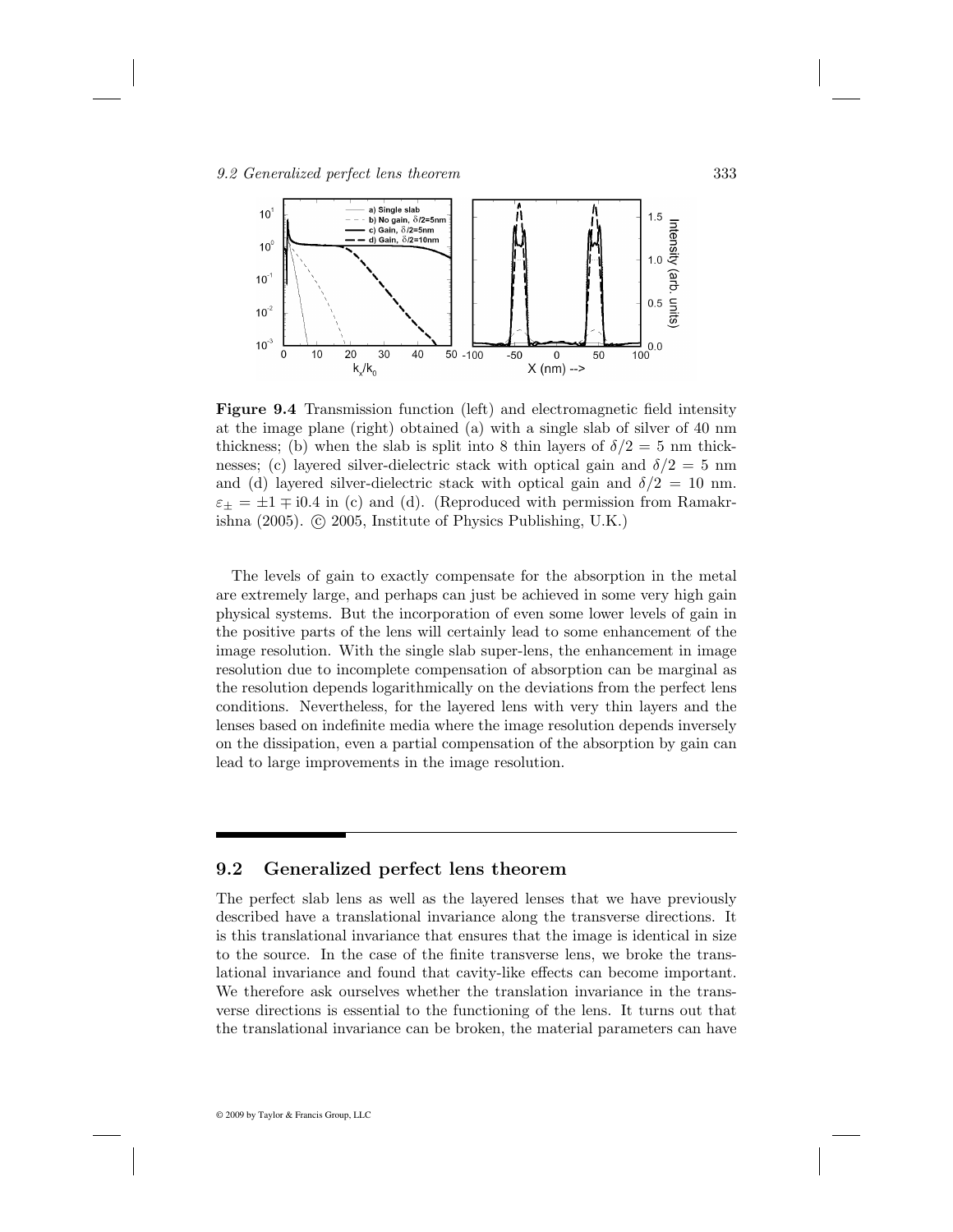**Figure 9.4** Transmission function (left) and electromagnetic field intensity at the image plane (right) obtained (a) with a single slab of silver of 40 nm thickness; (b) when the slab is split into 8 thin layers of $\delta/2 = 5$ nm thicknesses; (c) layered silver-dielectric stack with optical gain and $\delta/2 = 5$ nm and (d) layered silver-dielectric stack with optical gain and $\delta/2 = 10$ nm. $\varepsilon_{\pm} = \pm 1 \mp i0.4$ in (c) and (d). (Reproduced with permission from Ramakrishna (2005). © 2005, Institute of Physics Publishing, U.K.)

The levels of gain to exactly compensate for the absorption in the metal are extremely large, and perhaps can just be achieved in some very high gain physical systems. But the incorporation of even some lower levels of gain in the positive parts of the lens will certainly lead to some enhancement of the image resolution. With the single slab super-lens, the enhancement in image resolution due to incomplete compensation of absorption can be marginal as the resolution depends logarithmically on the deviations from the perfect lens conditions. Nevertheless, for the layered lens with very thin layers and the lenses based on indefinite media where the image resolution depends inversely on the dissipation, even a partial compensation of the absorption by gain can lead to large improvements in the image resolution.

## 9.2 Generalized perfect lens theorem

The perfect slab lens as well as the layered lenses that we have previously described have a translational invariance along the transverse directions. It is this translational invariance that ensures that the image is identical in size to the source. In the case of the finite transverse lens, we broke the translational invariance and found that cavity-like effects can become important. We therefore ask ourselves whether the translation invariance in the transverse directions is essential to the functioning of the lens. It turns out that the translational invariance can be broken, the material parameters can have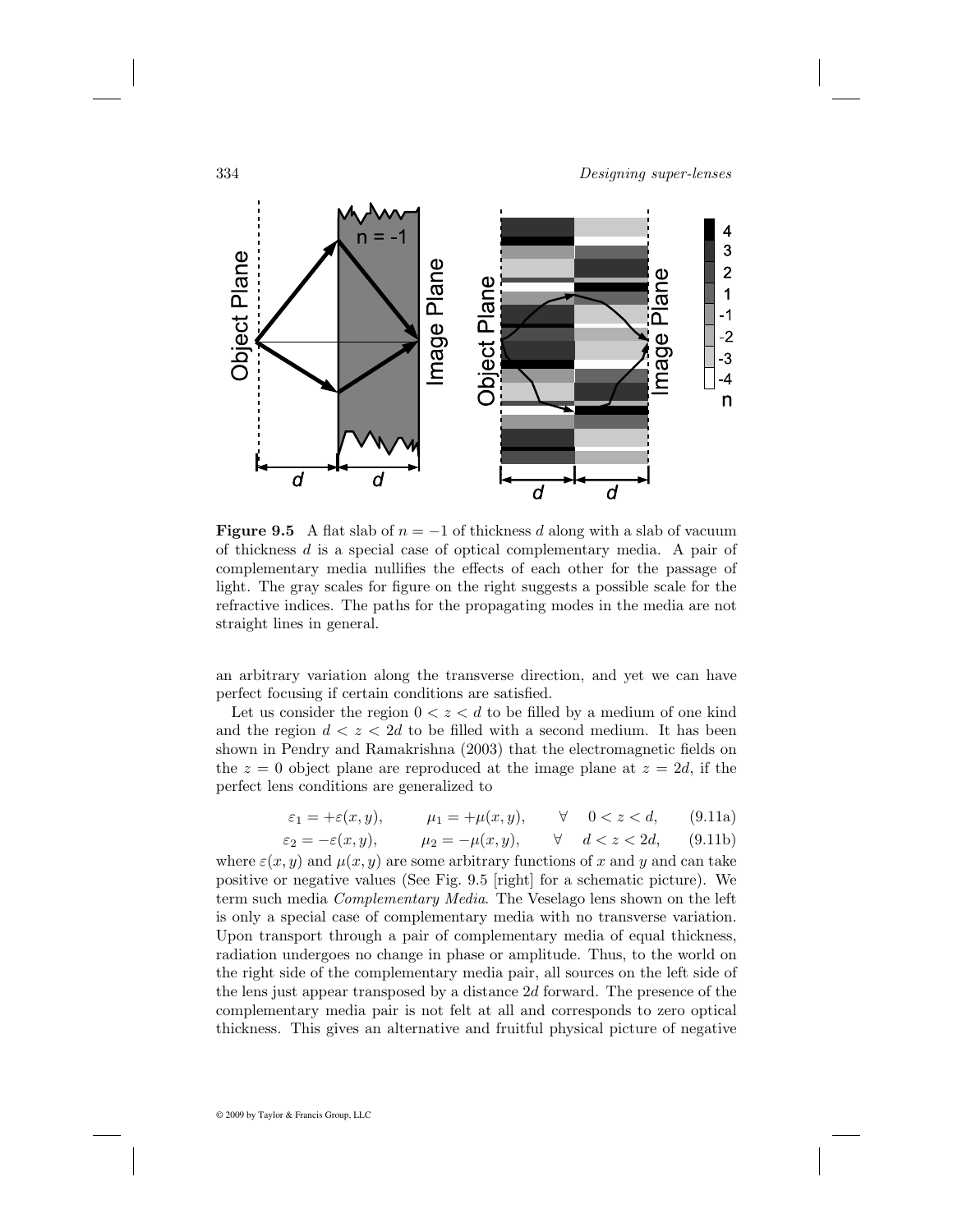**Figure 9.5** A flat slab of $n = -1$ of thickness $d$ along with a slab of vacuum of thickness $d$ is a special case of optical complementary media. A pair of complementary media nullifies the effects of each other for the passage of light. The gray scales for figure on the right suggests a possible scale for the refractive indices. The paths for the propagating modes in the media are not straight lines in general.

an arbitrary variation along the transverse direction, and yet we can have perfect focusing if certain conditions are satisfied.

Let us consider the region $0 < z < d$ to be filled by a medium of one kind and the region $d < z < 2d$ to be filled with a second medium. It has been shown in Pendry and Ramakrishna (2003) that the electromagnetic fields on the $z = 0$ object plane are reproduced at the image plane at $z = 2d$, if the perfect lens conditions are generalized to

$$\varepsilon_1 = +\varepsilon(x, y), \qquad \mu_1 = +\mu(x, y), \qquad \forall \quad 0 < z < d, \qquad (9.11a)$$

$$\varepsilon_2 = -\varepsilon(x, y), \qquad \mu_2 = -\mu(x, y), \qquad \forall \quad d < z < 2d, \qquad (9.11b)$$

where $\varepsilon(x, y)$ and $\mu(x, y)$ are some arbitrary functions of $x$ and $y$ and can take positive or negative values (See Fig. 9.5 [right] for a schematic picture). We term such media *Complementary Media*. The Veselago lens shown on the left is only a special case of complementary media with no transverse variation. Upon transport through a pair of complementary media of equal thickness, radiation undergoes no change in phase or amplitude. Thus, to the world on the right side of the complementary media pair, all sources on the left side of the lens just appear transposed by a distance $2d$ forward. The presence of the complementary media pair is not felt at all and corresponds to zero optical thickness. This gives an alternative and fruitful physical picture of negative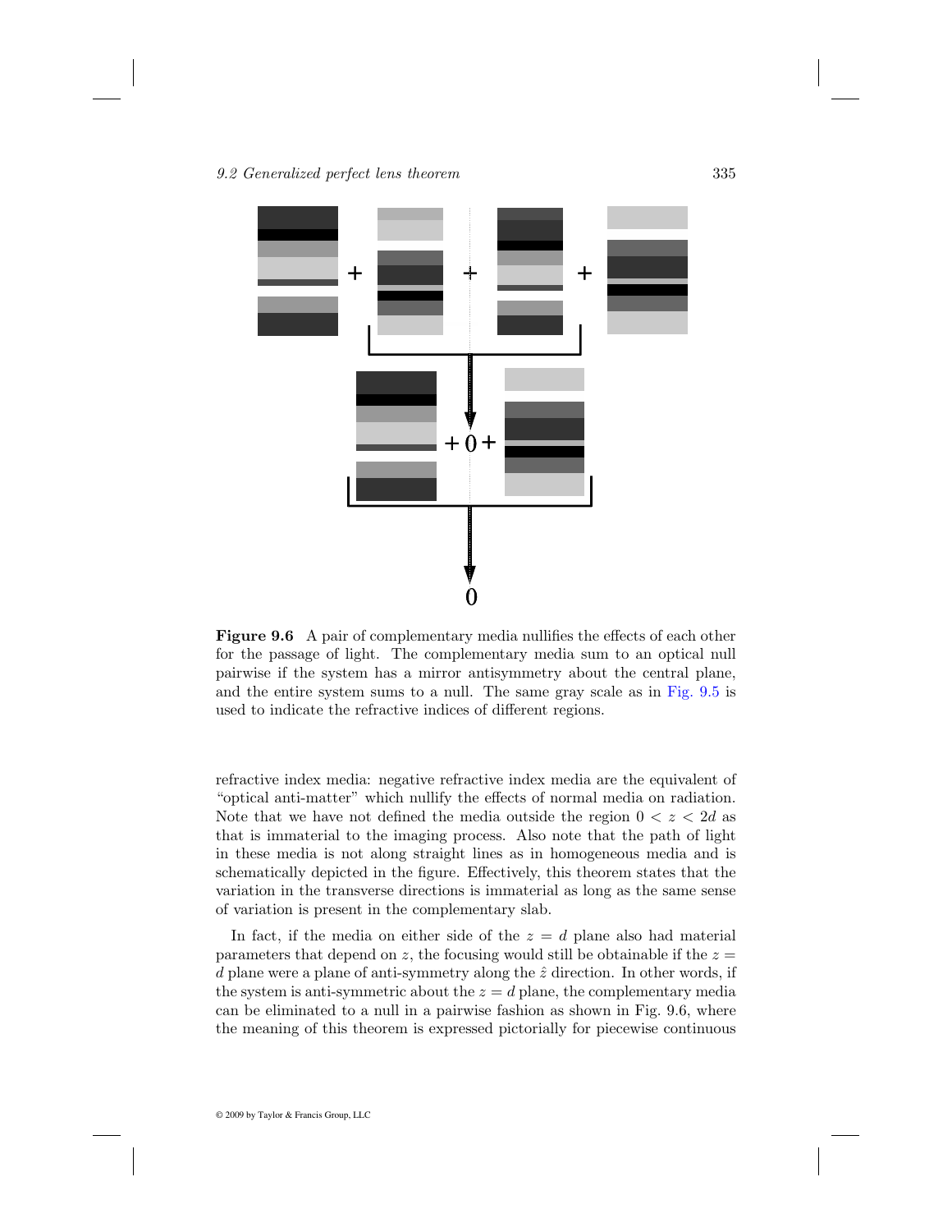**Figure 9.6** A pair of complementary media nullifies the effects of each other for the passage of light. The complementary media sum to an optical null pairwise if the system has a mirror antisymmetry about the central plane, and the entire system sums to a null. The same gray scale as in Fig. 9.5 is used to indicate the refractive indices of different regions.

refractive index media: negative refractive index media are the equivalent of "optical anti-matter" which nullify the effects of normal media on radiation. Note that we have not defined the media outside the region $0 < z < 2d$ as that is immaterial to the imaging process. Also note that the path of light in these media is not along straight lines as in homogeneous media and is schematically depicted in the figure. Effectively, this theorem states that the variation in the transverse directions is immaterial as long as the same sense of variation is present in the complementary slab.

In fact, if the media on either side of the $z = d$ plane also had material parameters that depend on $z$, the focusing would still be obtainable if the $z = d$ plane were a plane of anti-symmetry along the $\hat{z}$ direction. In other words, if the system is anti-symmetric about the $z = d$ plane, the complementary media can be eliminated to a null in a pairwise fashion as shown in Fig. 9.6, where the meaning of this theorem is expressed pictorially for piecewise continuous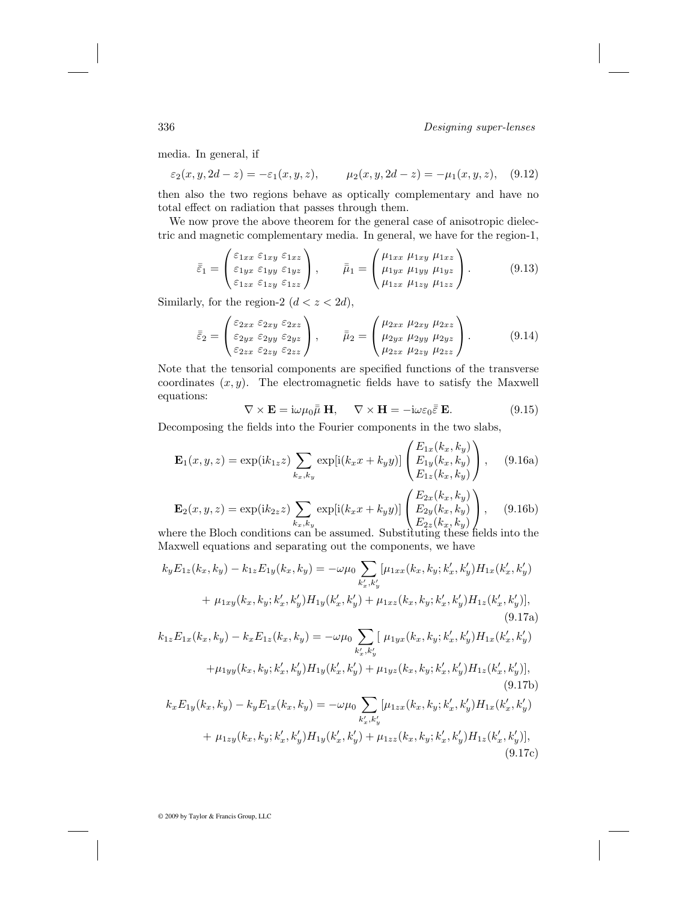media. In general, if

$$\varepsilon_2(x,y,2d-z) = -\varepsilon_1(x,y,z), \qquad \mu_2(x,y,2d-z) = -\mu_1(x,y,z), \quad (9.12)$$

then also the two regions behave as optically complementary and have no total effect on radiation that passes through them.

We now prove the above theorem for the general case of anisotropic dielectric and magnetic complementary media. In general, we have for the region-1,

$$\bar{\bar{\varepsilon}}_1 = \begin{pmatrix} \varepsilon_{1xx} & \varepsilon_{1xy} & \varepsilon_{1xz} \\ \varepsilon_{1yx} & \varepsilon_{1yy} & \varepsilon_{1yz} \\ \varepsilon_{1zx} & \varepsilon_{1zy} & \varepsilon_{1zz} \end{pmatrix}, \qquad \bar{\bar{\mu}}_1 = \begin{pmatrix} \mu_{1xx} & \mu_{1xy} & \mu_{1xz} \\ \mu_{1yx} & \mu_{1yy} & \mu_{1yz} \\ \mu_{1zx} & \mu_{1zy} & \mu_{1zz} \end{pmatrix}. \quad (9.13)$$

Similarly, for the region-2 ($d < z < 2d$),

$$\bar{\bar{\varepsilon}}_2 = \begin{pmatrix} \varepsilon_{2xx} & \varepsilon_{2xy} & \varepsilon_{2xz} \\ \varepsilon_{2yx} & \varepsilon_{2yy} & \varepsilon_{2yz} \\ \varepsilon_{2zx} & \varepsilon_{2zy} & \varepsilon_{2zz} \end{pmatrix}, \qquad \bar{\bar{\mu}}_2 = \begin{pmatrix} \mu_{2xx} & \mu_{2xy} & \mu_{2xz} \\ \mu_{2yx} & \mu_{2yy} & \mu_{2yz} \\ \mu_{2zx} & \mu_{2zy} & \mu_{2zz} \end{pmatrix}. \quad (9.14)$$

Note that the tensorial components are specified functions of the transverse coordinates $(x, y)$. The electromagnetic fields have to satisfy the Maxwell equations:

$$\nabla \times \mathbf{E} = \mathrm{i}\omega\mu_0 \bar{\bar{\mu}}\,\mathbf{H}, \qquad \nabla \times \mathbf{H} = -\mathrm{i}\omega\varepsilon_0 \bar{\bar{\varepsilon}}\,\mathbf{E}. \quad (9.15)$$

Decomposing the fields into the Fourier components in the two slabs,

$$\mathbf{E}_1(x,y,z) = \exp(\mathrm{i}k_{1z}z) \sum_{k_x,k_y} \exp[\mathrm{i}(k_x x + k_y y)] \begin{pmatrix} E_{1x}(k_x,k_y) \\ E_{1y}(k_x,k_y) \\ E_{1z}(k_x,k_y) \end{pmatrix}, \quad (9.16a)$$

$$\mathbf{E}_2(x,y,z) = \exp(\mathrm{i}k_{2z}z) \sum_{k_x,k_y} \exp[\mathrm{i}(k_x x + k_y y)] \begin{pmatrix} E_{2x}(k_x,k_y) \\ E_{2y}(k_x,k_y) \\ E_{2z}(k_x,k_y) \end{pmatrix}, \quad (9.16b)$$

where the Bloch conditions can be assumed. Substituting these fields into the Maxwell equations and separating out the components, we have

$$\begin{aligned} k_y E_{1z}(k_x,k_y) - k_{1z}E_{1y}(k_x,k_y) = -\omega\mu_0 \sum_{k'_x,k'_y} [&\mu_{1xx}(k_x,k_y;k'_x,k'_y)H_{1x}(k'_x,k'_y) \\ &+ \mu_{1xy}(k_x,k_y;k'_x,k'_y)H_{1y}(k'_x,k'_y) + \mu_{1xz}(k_x,k_y;k'_x,k'_y)H_{1z}(k'_x,k'_y)], \end{aligned} \quad (9.17a)$$

$$\begin{aligned} k_{1z} E_{1x}(k_x,k_y) - k_x E_{1z}(k_x,k_y) = -\omega\mu_0 \sum_{k'_x,k'_y} [&\mu_{1yx}(k_x,k_y;k'_x,k'_y)H_{1x}(k'_x,k'_y) \\ &+ \mu_{1yy}(k_x,k_y;k'_x,k'_y)H_{1y}(k'_x,k'_y) + \mu_{1yz}(k_x,k_y;k'_x,k'_y)H_{1z}(k'_x,k'_y)], \end{aligned} \quad (9.17b)$$

$$\begin{aligned} k_x E_{1y}(k_x,k_y) - k_y E_{1x}(k_x,k_y) = -\omega\mu_0 \sum_{k'_x,k'_y} [&\mu_{1zx}(k_x,k_y;k'_x,k'_y)H_{1x}(k'_x,k'_y) \\ &+ \mu_{1zy}(k_x,k_y;k'_x,k'_y)H_{1y}(k'_x,k'_y) + \mu_{1zz}(k_x,k_y;k'_x,k'_y)H_{1z}(k'_x,k'_y)], \end{aligned} \quad (9.17c)$$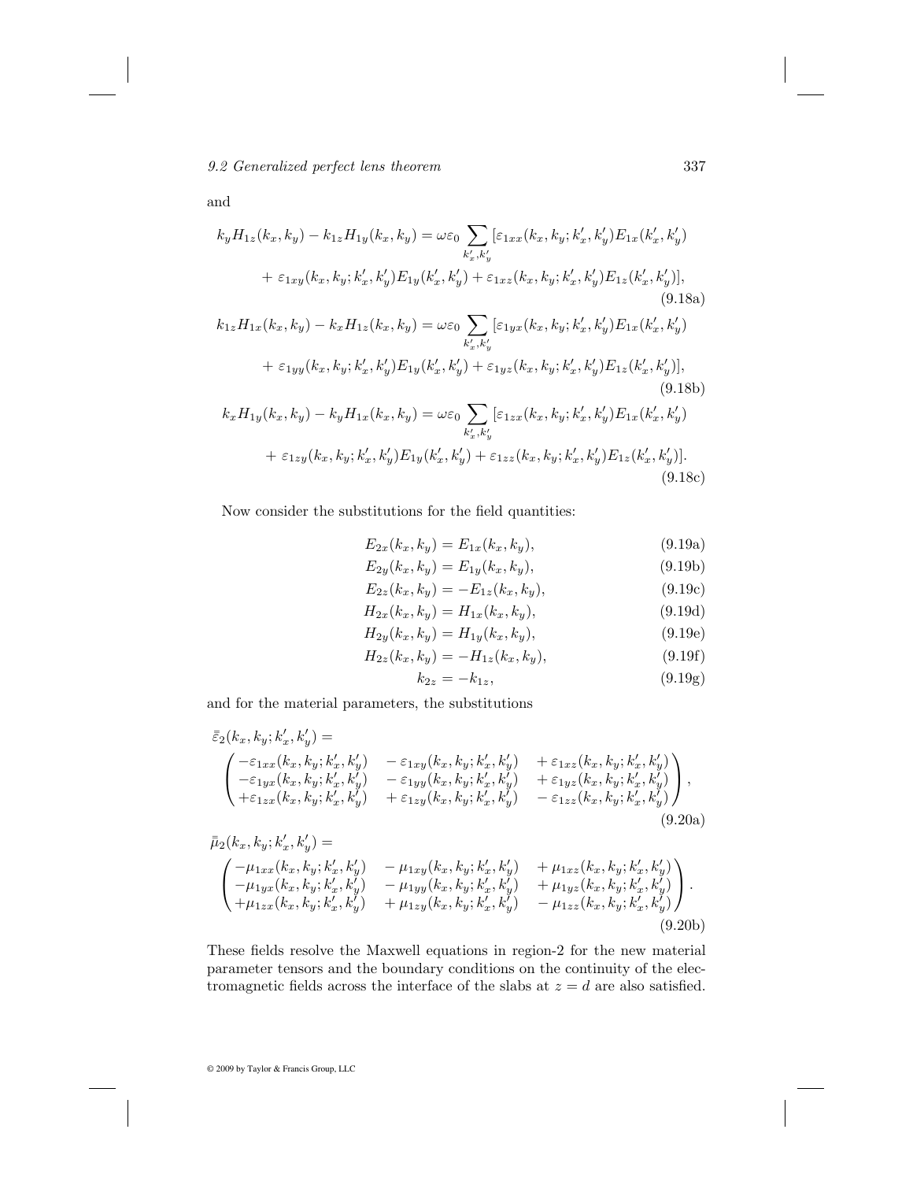and

$$k_y H_{1z}(k_x, k_y) - k_{1z} H_{1y}(k_x, k_y) = \omega\varepsilon_0 \sum_{k'_x, k'_y} [\varepsilon_{1xx}(k_x, k_y; k'_x, k'_y) E_{1x}(k'_x, k'_y) + \varepsilon_{1xy}(k_x, k_y; k'_x, k'_y) E_{1y}(k'_x, k'_y) + \varepsilon_{1xz}(k_x, k_y; k'_x, k'_y) E_{1z}(k'_x, k'_y)], \tag{9.18a}$$

$$k_{1z} H_{1x}(k_x, k_y) - k_x H_{1z}(k_x, k_y) = \omega\varepsilon_0 \sum_{k'_x, k'_y} [\varepsilon_{1yx}(k_x, k_y; k'_x, k'_y) E_{1x}(k'_x, k'_y) + \varepsilon_{1yy}(k_x, k_y; k'_x, k'_y) E_{1y}(k'_x, k'_y) + \varepsilon_{1yz}(k_x, k_y; k'_x, k'_y) E_{1z}(k'_x, k'_y)], \tag{9.18b}$$

$$k_x H_{1y}(k_x, k_y) - k_y H_{1x}(k_x, k_y) = \omega\varepsilon_0 \sum_{k'_x, k'_y} [\varepsilon_{1zx}(k_x, k_y; k'_x, k'_y) E_{1x}(k'_x, k'_y) + \varepsilon_{1zy}(k_x, k_y; k'_x, k'_y) E_{1y}(k'_x, k'_y) + \varepsilon_{1zz}(k_x, k_y; k'_x, k'_y) E_{1z}(k'_x, k'_y)]. \tag{9.18c}$$

Now consider the substitutions for the field quantities:

$$E_{2x}(k_x, k_y) = E_{1x}(k_x, k_y), \tag{9.19a}$$

$$E_{2y}(k_x, k_y) = E_{1y}(k_x, k_y), \tag{9.19b}$$

$$E_{2z}(k_x, k_y) = -E_{1z}(k_x, k_y), \tag{9.19c}$$

$$H_{2x}(k_x, k_y) = H_{1x}(k_x, k_y), \tag{9.19d}$$

$$H_{2y}(k_x, k_y) = H_{1y}(k_x, k_y), \tag{9.19e}$$

$$H_{2z}(k_x, k_y) = -H_{1z}(k_x, k_y), \tag{9.19f}$$

$$k_{2z} = -k_{1z}, \tag{9.19g}$$

and for the material parameters, the substitutions

$$\bar{\bar{\varepsilon}}_2(k_x, k_y; k'_x, k'_y) = \begin{pmatrix} -\varepsilon_{1xx}(k_x, k_y; k'_x, k'_y) & -\varepsilon_{1xy}(k_x, k_y; k'_x, k'_y) & +\varepsilon_{1xz}(k_x, k_y; k'_x, k'_y) \\ -\varepsilon_{1yx}(k_x, k_y; k'_x, k'_y) & -\varepsilon_{1yy}(k_x, k_y; k'_x, k'_y) & +\varepsilon_{1yz}(k_x, k_y; k'_x, k'_y) \\ +\varepsilon_{1zx}(k_x, k_y; k'_x, k'_y) & +\varepsilon_{1zy}(k_x, k_y; k'_x, k'_y) & -\varepsilon_{1zz}(k_x, k_y; k'_x, k'_y) \end{pmatrix}, \tag{9.20a}$$

$$\bar{\bar{\mu}}_2(k_x, k_y; k'_x, k'_y) = \begin{pmatrix} -\mu_{1xx}(k_x, k_y; k'_x, k'_y) & -\mu_{1xy}(k_x, k_y; k'_x, k'_y) & +\mu_{1xz}(k_x, k_y; k'_x, k'_y) \\ -\mu_{1yx}(k_x, k_y; k'_x, k'_y) & -\mu_{1yy}(k_x, k_y; k'_x, k'_y) & +\mu_{1yz}(k_x, k_y; k'_x, k'_y) \\ +\mu_{1zx}(k_x, k_y; k'_x, k'_y) & +\mu_{1zy}(k_x, k_y; k'_x, k'_y) & -\mu_{1zz}(k_x, k_y; k'_x, k'_y) \end{pmatrix}. \tag{9.20b}$$

These fields resolve the Maxwell equations in region-2 for the new material parameter tensors and the boundary conditions on the continuity of the electromagnetic fields across the interface of the slabs at $z = d$ are also satisfied.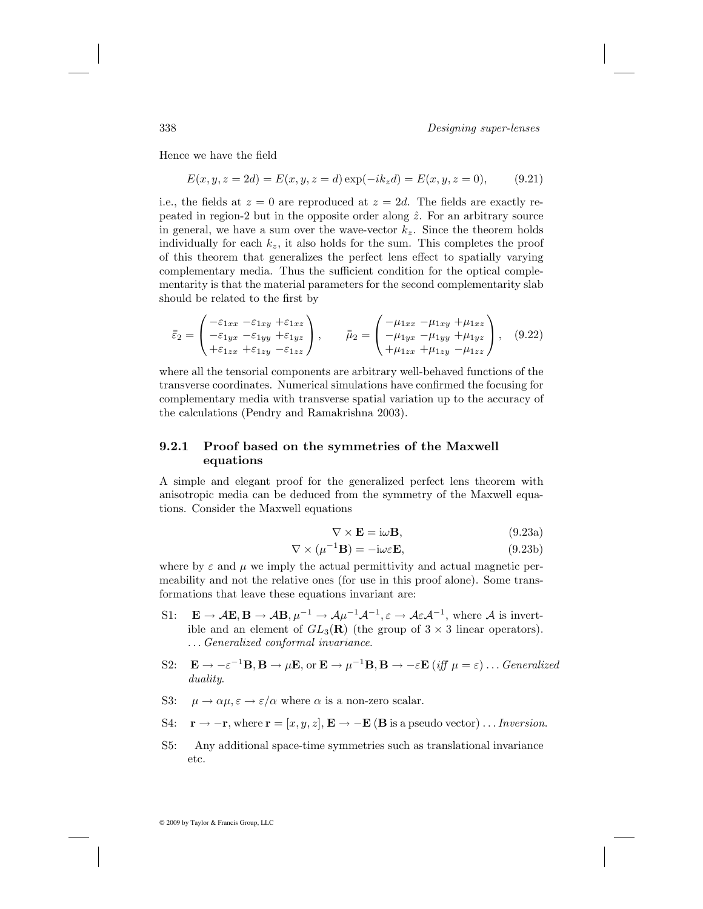Hence we have the field

$$E(x, y, z = 2d) = E(x, y, z = d)\exp(-ik_z d) = E(x, y, z = 0), \tag{9.21}$$

i.e., the fields at $z = 0$ are reproduced at $z = 2d$. The fields are exactly repeated in region-2 but in the opposite order along $\hat{z}$. For an arbitrary source in general, we have a sum over the wave-vector $k_z$. Since the theorem holds individually for each $k_z$, it also holds for the sum. This completes the proof of this theorem that generalizes the perfect lens effect to spatially varying complementary media. Thus the sufficient condition for the optical complementarity is that the material parameters for the second complementarity slab should be related to the first by

$$\bar{\bar{\varepsilon}}_2 = \begin{pmatrix} -\varepsilon_{1xx} & -\varepsilon_{1xy} & +\varepsilon_{1xz} \\ -\varepsilon_{1yx} & -\varepsilon_{1yy} & +\varepsilon_{1yz} \\ +\varepsilon_{1zx} & +\varepsilon_{1zy} & -\varepsilon_{1zz} \end{pmatrix}, \qquad \bar{\bar{\mu}}_2 = \begin{pmatrix} -\mu_{1xx} & -\mu_{1xy} & +\mu_{1xz} \\ -\mu_{1yx} & -\mu_{1yy} & +\mu_{1yz} \\ +\mu_{1zx} & +\mu_{1zy} & -\mu_{1zz} \end{pmatrix}, \tag{9.22}$$

where all the tensorial components are arbitrary well-behaved functions of the transverse coordinates. Numerical simulations have confirmed the focusing for complementary media with transverse spatial variation up to the accuracy of the calculations (Pendry and Ramakrishna 2003).

### 9.2.1 Proof based on the symmetries of the Maxwell equations

A simple and elegant proof for the generalized perfect lens theorem with anisotropic media can be deduced from the symmetry of the Maxwell equations. Consider the Maxwell equations

$$\nabla \times \mathbf{E} = \mathrm{i}\omega\mathbf{B}, \tag{9.23a}$$

$$\nabla \times (\mu^{-1}\mathbf{B}) = -\mathrm{i}\omega\varepsilon\mathbf{E}, \tag{9.23b}$$

where by $\varepsilon$ and $\mu$ we imply the actual permittivity and actual magnetic permeability and not the relative ones (for use in this proof alone). Some transformations that leave these equations invariant are:

- S1: $\mathbf{E} \to \mathcal{A}\mathbf{E}, \mathbf{B} \to \mathcal{A}\mathbf{B}, \mu^{-1} \to \mathcal{A}\mu^{-1}\mathcal{A}^{-1}, \varepsilon \to \mathcal{A}\varepsilon\mathcal{A}^{-1}$, where $\mathcal{A}$ is invertible and an element of $GL_3(\mathbf{R})$ (the group of $3 \times 3$ linear operators). ... *Generalized conformal invariance*.
- S2: $\mathbf{E} \to -\varepsilon^{-1}\mathbf{B}, \mathbf{B} \to \mu\mathbf{E}$, or $\mathbf{E} \to \mu^{-1}\mathbf{B}, \mathbf{B} \to -\varepsilon\mathbf{E}$ (*iff* $\mu = \varepsilon$) ... *Generalized duality*.
- S3: $\mu \to \alpha\mu, \varepsilon \to \varepsilon/\alpha$ where $\alpha$ is a non-zero scalar.
- S4: $\mathbf{r} \to -\mathbf{r}$, where $\mathbf{r} = [x, y, z]$, $\mathbf{E} \to -\mathbf{E}$ ($\mathbf{B}$ is a pseudo vector) ... *Inversion*.
- S5: Any additional space-time symmetries such as translational invariance etc.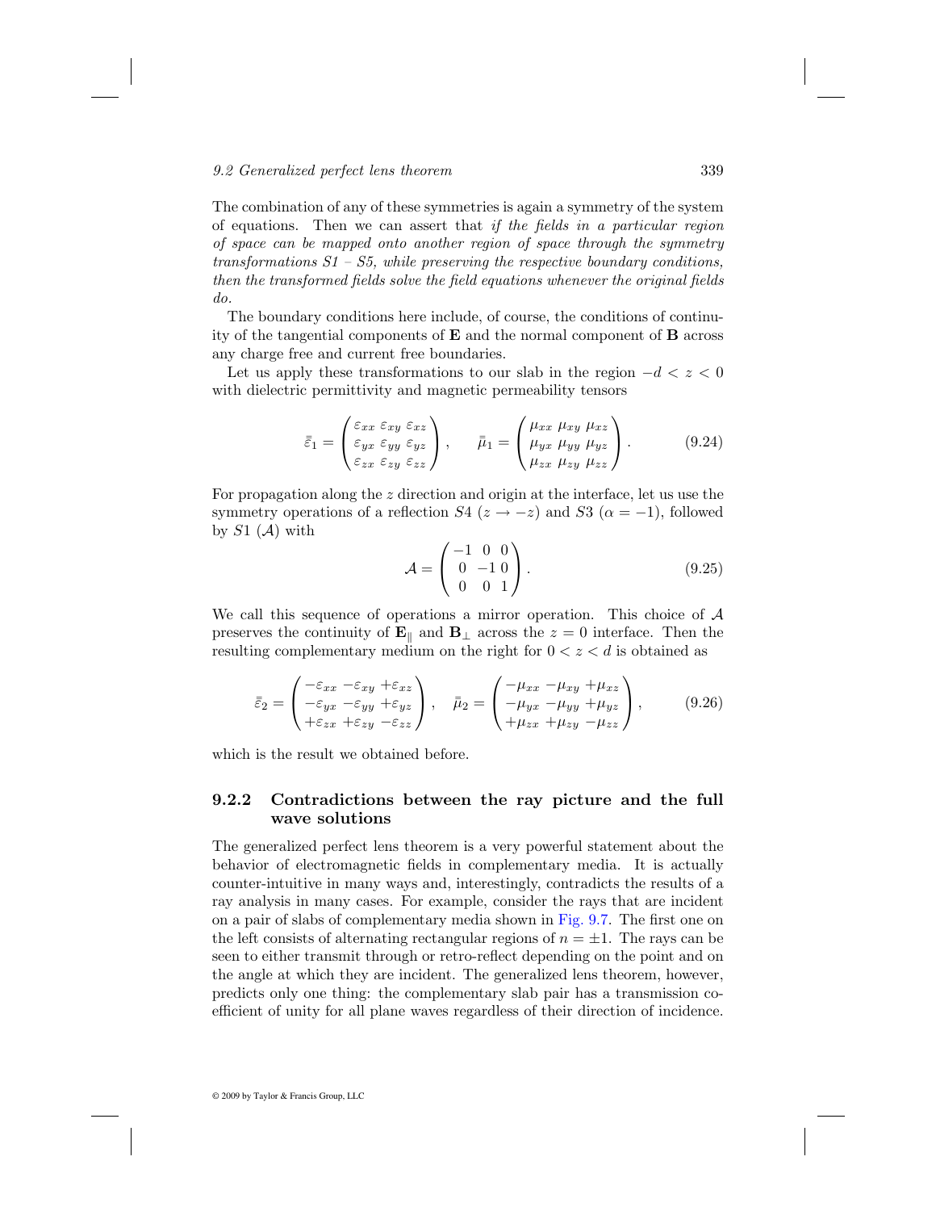The combination of any of these symmetries is again a symmetry of the system of equations. Then we can assert that *if the fields in a particular region of space can be mapped onto another region of space through the symmetry transformations S1 – S5, while preserving the respective boundary conditions, then the transformed fields solve the field equations whenever the original fields do.*

The boundary conditions here include, of course, the conditions of continuity of the tangential components of $\mathbf{E}$ and the normal component of $\mathbf{B}$ across any charge free and current free boundaries.

Let us apply these transformations to our slab in the region $-d < z < 0$ with dielectric permittivity and magnetic permeability tensors

$$\bar{\bar{\varepsilon}}_1 = \begin{pmatrix} \varepsilon_{xx} & \varepsilon_{xy} & \varepsilon_{xz} \\ \varepsilon_{yx} & \varepsilon_{yy} & \varepsilon_{yz} \\ \varepsilon_{zx} & \varepsilon_{zy} & \varepsilon_{zz} \end{pmatrix}, \qquad \bar{\bar{\mu}}_1 = \begin{pmatrix} \mu_{xx} & \mu_{xy} & \mu_{xz} \\ \mu_{yx} & \mu_{yy} & \mu_{yz} \\ \mu_{zx} & \mu_{zy} & \mu_{zz} \end{pmatrix}. \tag{9.24}$$

For propagation along the $z$ direction and origin at the interface, let us use the symmetry operations of a reflection $S4$ ($z \to -z$) and $S3$ ($\alpha = -1$), followed by $S1$ ($\mathcal{A}$) with

$$\mathcal{A} = \begin{pmatrix} -1 & 0 & 0 \\ 0 & -1 & 0 \\ 0 & 0 & 1 \end{pmatrix}. \tag{9.25}$$

We call this sequence of operations a mirror operation. This choice of $\mathcal{A}$ preserves the continuity of $\mathbf{E}_\parallel$ and $\mathbf{B}_\perp$ across the $z = 0$ interface. Then the resulting complementary medium on the right for $0 < z < d$ is obtained as

$$\bar{\bar{\varepsilon}}_2 = \begin{pmatrix} -\varepsilon_{xx} & -\varepsilon_{xy} & +\varepsilon_{xz} \\ -\varepsilon_{yx} & -\varepsilon_{yy} & +\varepsilon_{yz} \\ +\varepsilon_{zx} & +\varepsilon_{zy} & -\varepsilon_{zz} \end{pmatrix}, \quad \bar{\bar{\mu}}_2 = \begin{pmatrix} -\mu_{xx} & -\mu_{xy} & +\mu_{xz} \\ -\mu_{yx} & -\mu_{yy} & +\mu_{yz} \\ +\mu_{zx} & +\mu_{zy} & -\mu_{zz} \end{pmatrix}, \tag{9.26}$$

which is the result we obtained before.

### 9.2.2 Contradictions between the ray picture and the full wave solutions

The generalized perfect lens theorem is a very powerful statement about the behavior of electromagnetic fields in complementary media. It is actually counter-intuitive in many ways and, interestingly, contradicts the results of a ray analysis in many cases. For example, consider the rays that are incident on a pair of slabs of complementary media shown in Fig. 9.7. The first one on the left consists of alternating rectangular regions of $n = \pm 1$. The rays can be seen to either transmit through or retro-reflect depending on the point and on the angle at which they are incident. The generalized lens theorem, however, predicts only one thing: the complementary slab pair has a transmission coefficient of unity for all plane waves regardless of their direction of incidence.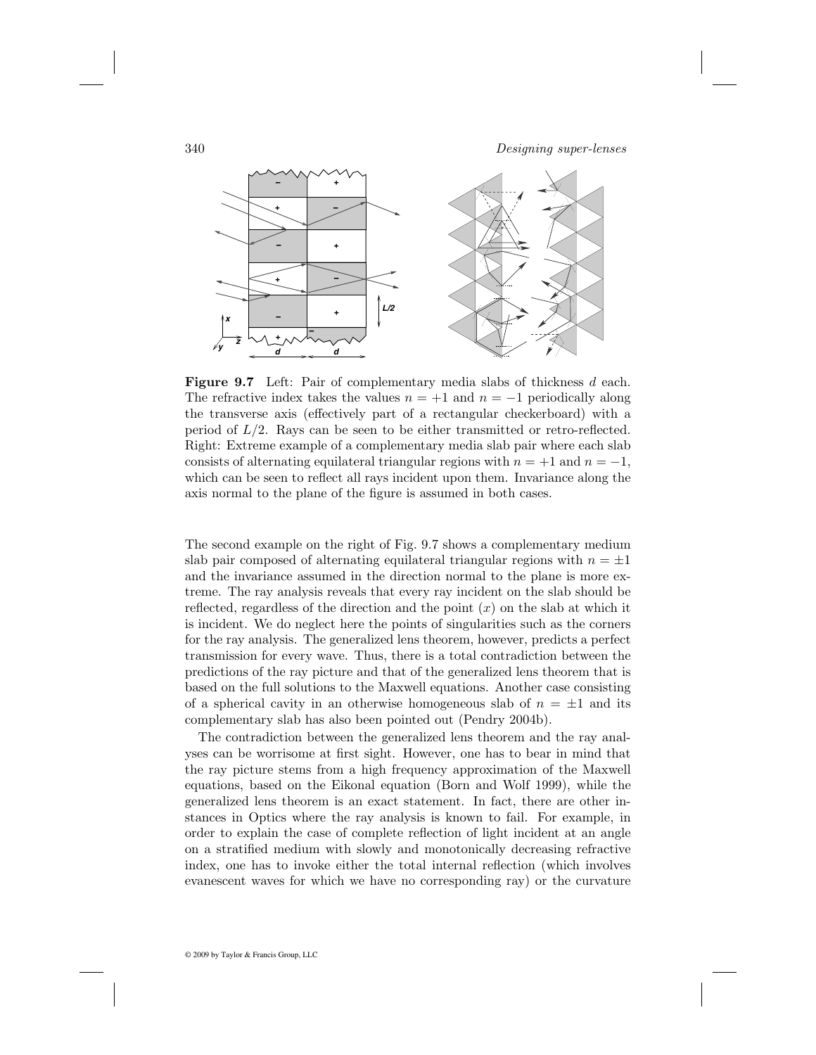**Figure 9.7** Left: Pair of complementary media slabs of thickness $d$ each. The refractive index takes the values $n = +1$ and $n = -1$ periodically along the transverse axis (effectively part of a rectangular checkerboard) with a period of $L/2$. Rays can be seen to be either transmitted or retro-reflected. Right: Extreme example of a complementary media slab pair where each slab consists of alternating equilateral triangular regions with $n = +1$ and $n = -1$, which can be seen to reflect all rays incident upon them. Invariance along the axis normal to the plane of the figure is assumed in both cases.

The second example on the right of Fig. 9.7 shows a complementary medium slab pair composed of alternating equilateral triangular regions with $n = \pm 1$ and the invariance assumed in the direction normal to the plane is more extreme. The ray analysis reveals that every ray incident on the slab should be reflected, regardless of the direction and the point ($x$) on the slab at which it is incident. We do neglect here the points of singularities such as the corners for the ray analysis. The generalized lens theorem, however, predicts a perfect transmission for every wave. Thus, there is a total contradiction between the predictions of the ray picture and that of the generalized lens theorem that is based on the full solutions to the Maxwell equations. Another case consisting of a spherical cavity in an otherwise homogeneous slab of $n = \pm 1$ and its complementary slab has also been pointed out (Pendry 2004b).

The contradiction between the generalized lens theorem and the ray analyses can be worrisome at first sight. However, one has to bear in mind that the ray picture stems from a high frequency approximation of the Maxwell equations, based on the Eikonal equation (Born and Wolf 1999), while the generalized lens theorem is an exact statement. In fact, there are other instances in Optics where the ray analysis is known to fail. For example, in order to explain the case of complete reflection of light incident at an angle on a stratified medium with slowly and monotonically decreasing refractive index, one has to invoke either the total internal reflection (which involves evanescent waves for which we have no corresponding ray) or the curvature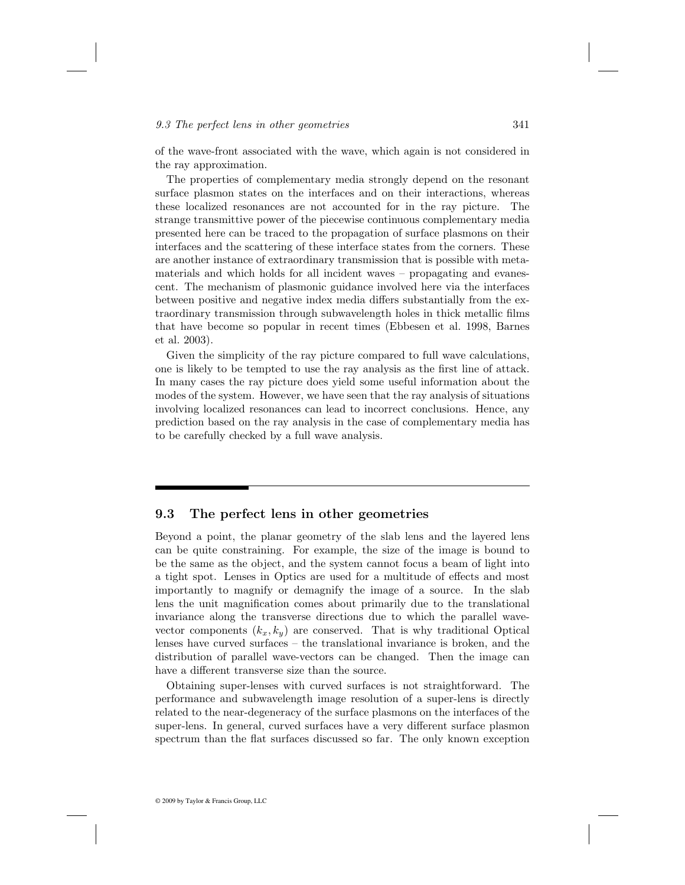of the wave-front associated with the wave, which again is not considered in the ray approximation.

The properties of complementary media strongly depend on the resonant surface plasmon states on the interfaces and on their interactions, whereas these localized resonances are not accounted for in the ray picture. The strange transmittive power of the piecewise continuous complementary media presented here can be traced to the propagation of surface plasmons on their interfaces and the scattering of these interface states from the corners. These are another instance of extraordinary transmission that is possible with metamaterials and which holds for all incident waves – propagating and evanescent. The mechanism of plasmonic guidance involved here via the interfaces between positive and negative index media differs substantially from the extraordinary transmission through subwavelength holes in thick metallic films that have become so popular in recent times (Ebbesen et al. 1998, Barnes et al. 2003).

Given the simplicity of the ray picture compared to full wave calculations, one is likely to be tempted to use the ray analysis as the first line of attack. In many cases the ray picture does yield some useful information about the modes of the system. However, we have seen that the ray analysis of situations involving localized resonances can lead to incorrect conclusions. Hence, any prediction based on the ray analysis in the case of complementary media has to be carefully checked by a full wave analysis.

## 9.3 The perfect lens in other geometries

Beyond a point, the planar geometry of the slab lens and the layered lens can be quite constraining. For example, the size of the image is bound to be the same as the object, and the system cannot focus a beam of light into a tight spot. Lenses in Optics are used for a multitude of effects and most importantly to magnify or demagnify the image of a source. In the slab lens the unit magnification comes about primarily due to the translational invariance along the transverse directions due to which the parallel wave-vector components $(k_x, k_y)$ are conserved. That is why traditional Optical lenses have curved surfaces – the translational invariance is broken, and the distribution of parallel wave-vectors can be changed. Then the image can have a different transverse size than the source.

Obtaining super-lenses with curved surfaces is not straightforward. The performance and subwavelength image resolution of a super-lens is directly related to the near-degeneracy of the surface plasmons on the interfaces of the super-lens. In general, curved surfaces have a very different surface plasmon spectrum than the flat surfaces discussed so far. The only known exception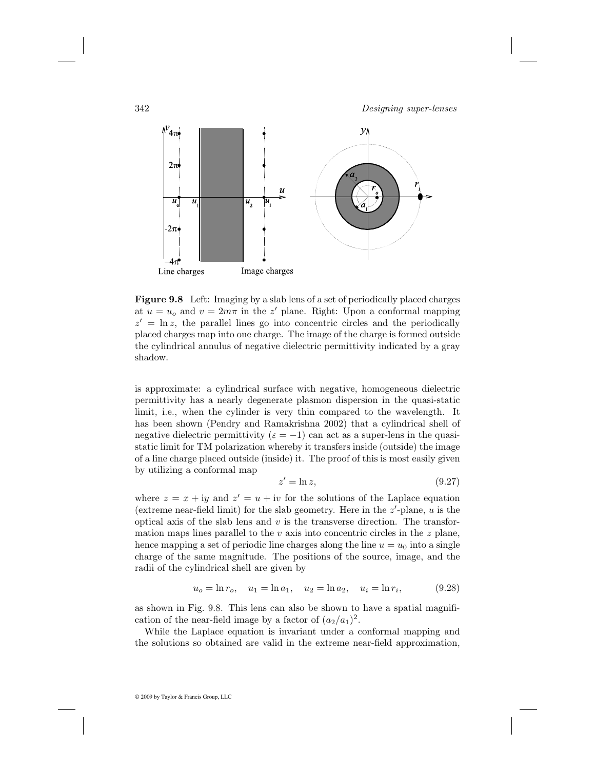**Figure 9.8** Left: Imaging by a slab lens of a set of periodically placed charges at $u = u_o$ and $v = 2m\pi$ in the $z'$ plane. Right: Upon a conformal mapping $z' = \ln z$, the parallel lines go into concentric circles and the periodically placed charges map into one charge. The image of the charge is formed outside the cylindrical annulus of negative dielectric permittivity indicated by a gray shadow.

is approximate: a cylindrical surface with negative, homogeneous dielectric permittivity has a nearly degenerate plasmon dispersion in the quasi-static limit, i.e., when the cylinder is very thin compared to the wavelength. It has been shown (Pendry and Ramakrishna 2002) that a cylindrical shell of negative dielectric permittivity ($\varepsilon = -1$) can act as a super-lens in the quasi-static limit for TM polarization whereby it transfers inside (outside) the image of a line charge placed outside (inside) it. The proof of this is most easily given by utilizing a conformal map

$$z' = \ln z, \tag{9.27}$$

where $z = x + \mathrm{i}y$ and $z' = u + \mathrm{i}v$ for the solutions of the Laplace equation (extreme near-field limit) for the slab geometry. Here in the $z'$-plane, $u$ is the optical axis of the slab lens and $v$ is the transverse direction. The transformation maps lines parallel to the $v$ axis into concentric circles in the $z$ plane, hence mapping a set of periodic line charges along the line $u = u_0$ into a single charge of the same magnitude. The positions of the source, image, and the radii of the cylindrical shell are given by

$$u_o = \ln r_o, \quad u_1 = \ln a_1, \quad u_2 = \ln a_2, \quad u_i = \ln r_i, \tag{9.28}$$

as shown in Fig. 9.8. This lens can also be shown to have a spatial magnification of the near-field image by a factor of $(a_2/a_1)^2$.

While the Laplace equation is invariant under a conformal mapping and the solutions so obtained are valid in the extreme near-field approximation,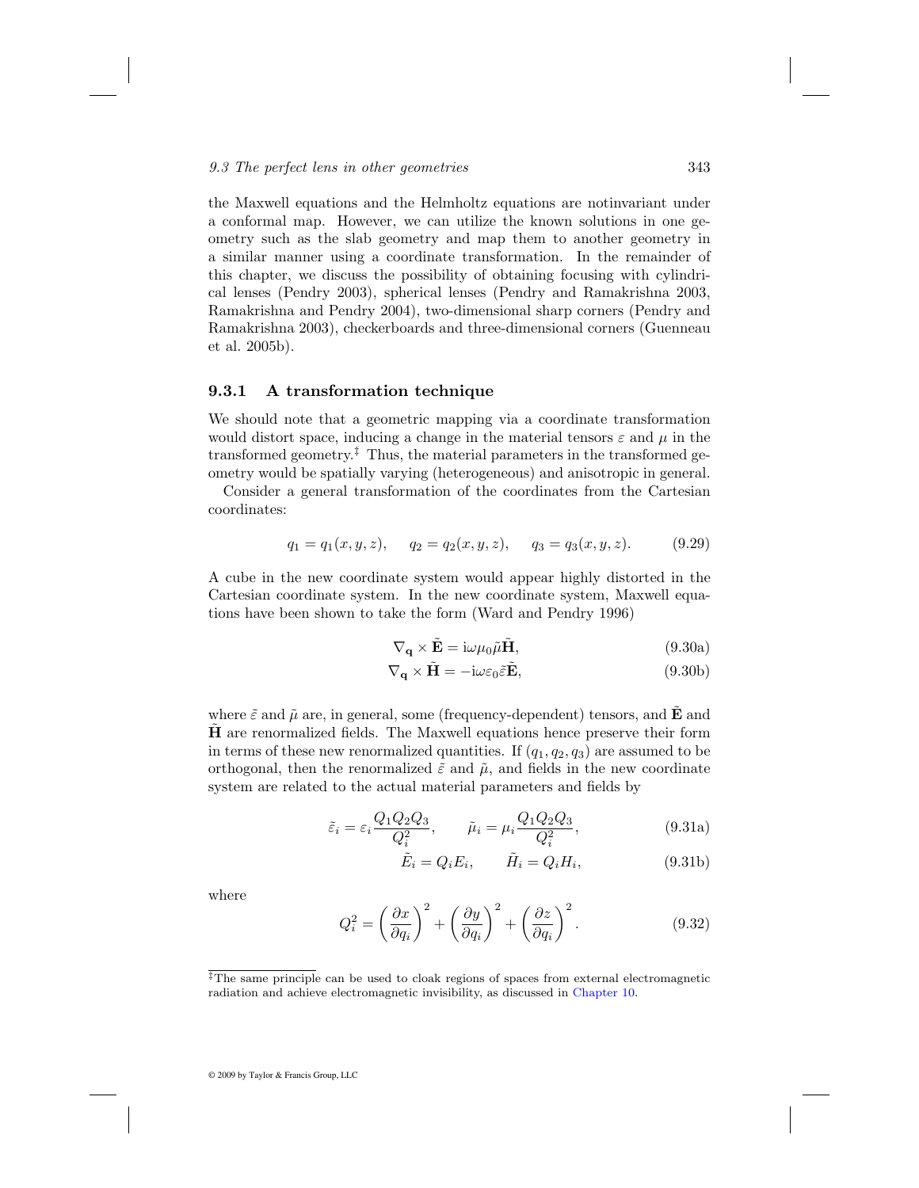the Maxwell equations and the Helmholtz equations are notinvariant under a conformal map. However, we can utilize the known solutions in one geometry such as the slab geometry and map them to another geometry in a similar manner using a coordinate transformation. In the remainder of this chapter, we discuss the possibility of obtaining focusing with cylindrical lenses (Pendry 2003), spherical lenses (Pendry and Ramakrishna 2003, Ramakrishna and Pendry 2004), two-dimensional sharp corners (Pendry and Ramakrishna 2003), checkerboards and three-dimensional corners (Guenneau et al. 2005b).

### 9.3.1 A transformation technique

We should note that a geometric mapping via a coordinate transformation would distort space, inducing a change in the material tensors $\varepsilon$ and $\mu$ in the transformed geometry.[‡] Thus, the material parameters in the transformed geometry would be spatially varying (heterogeneous) and anisotropic in general.

Consider a general transformation of the coordinates from the Cartesian coordinates:

$$q_1 = q_1(x, y, z), \quad q_2 = q_2(x, y, z), \quad q_3 = q_3(x, y, z). \tag{9.29}$$

A cube in the new coordinate system would appear highly distorted in the Cartesian coordinate system. In the new coordinate system, Maxwell equations have been shown to take the form (Ward and Pendry 1996)

$$\nabla_{\mathbf{q}} \times \tilde{\mathbf{E}} = \mathrm{i}\omega\mu_0\tilde{\mu}\tilde{\mathbf{H}}, \tag{9.30a}$$

$$\nabla_{\mathbf{q}} \times \tilde{\mathbf{H}} = -\mathrm{i}\omega\varepsilon_0\tilde{\varepsilon}\tilde{\mathbf{E}}, \tag{9.30b}$$

where $\tilde{\varepsilon}$ and $\tilde{\mu}$ are, in general, some (frequency-dependent) tensors, and $\tilde{\mathbf{E}}$ and $\tilde{\mathbf{H}}$ are renormalized fields. The Maxwell equations hence preserve their form in terms of these new renormalized quantities. If $(q_1, q_2, q_3)$ are assumed to be orthogonal, then the renormalized $\tilde{\varepsilon}$ and $\tilde{\mu}$, and fields in the new coordinate system are related to the actual material parameters and fields by

$$\tilde{\varepsilon}_i = \varepsilon_i \frac{Q_1 Q_2 Q_3}{Q_i^2}, \qquad \tilde{\mu}_i = \mu_i \frac{Q_1 Q_2 Q_3}{Q_i^2}, \tag{9.31a}$$

$$\tilde{E}_i = Q_i E_i, \qquad \tilde{H}_i = Q_i H_i, \tag{9.31b}$$

where

$$Q_i^2 = \left(\frac{\partial x}{\partial q_i}\right)^2 + \left(\frac{\partial y}{\partial q_i}\right)^2 + \left(\frac{\partial z}{\partial q_i}\right)^2. \tag{9.32}$$

[‡] The same principle can be used to cloak regions of spaces from external electromagnetic radiation and achieve electromagnetic invisibility, as discussed in Chapter 10.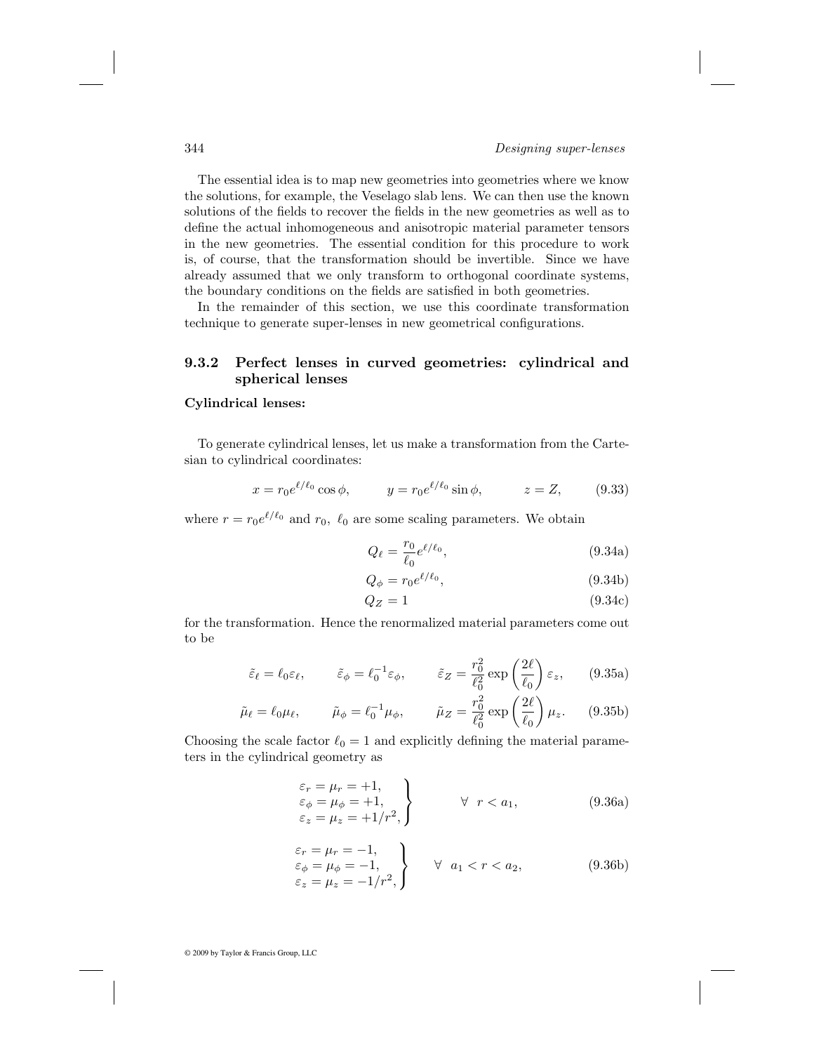The essential idea is to map new geometries into geometries where we know the solutions, for example, the Veselago slab lens. We can then use the known solutions of the fields to recover the fields in the new geometries as well as to define the actual inhomogeneous and anisotropic material parameter tensors in the new geometries. The essential condition for this procedure to work is, of course, that the transformation should be invertible. Since we have already assumed that we only transform to orthogonal coordinate systems, the boundary conditions on the fields are satisfied in both geometries.

In the remainder of this section, we use this coordinate transformation technique to generate super-lenses in new geometrical configurations.

### 9.3.2 Perfect lenses in curved geometries: cylindrical and spherical lenses

**Cylindrical lenses:**

To generate cylindrical lenses, let us make a transformation from the Cartesian to cylindrical coordinates:

$$x = r_0 e^{\ell/\ell_0} \cos\phi, \qquad y = r_0 e^{\ell/\ell_0} \sin\phi, \qquad z = Z, \tag{9.33}$$

where $r = r_0 e^{\ell/\ell_0}$ and $r_0,\ \ell_0$ are some scaling parameters. We obtain

$$Q_\ell = \frac{r_0}{\ell_0} e^{\ell/\ell_0}, \tag{9.34a}$$

$$Q_\phi = r_0 e^{\ell/\ell_0}, \tag{9.34b}$$

$$Q_Z = 1 \tag{9.34c}$$

for the transformation. Hence the renormalized material parameters come out to be

$$\tilde{\varepsilon}_\ell = \ell_0 \varepsilon_\ell, \qquad \tilde{\varepsilon}_\phi = \ell_0^{-1} \varepsilon_\phi, \qquad \tilde{\varepsilon}_Z = \frac{r_0^2}{\ell_0^2} \exp\left(\frac{2\ell}{\ell_0}\right) \varepsilon_z, \tag{9.35a}$$

$$\tilde{\mu}_\ell = \ell_0 \mu_\ell, \qquad \tilde{\mu}_\phi = \ell_0^{-1} \mu_\phi, \qquad \tilde{\mu}_Z = \frac{r_0^2}{\ell_0^2} \exp\left(\frac{2\ell}{\ell_0}\right) \mu_z. \tag{9.35b}$$

Choosing the scale factor $\ell_0 = 1$ and explicitly defining the material parameters in the cylindrical geometry as

$$\left.\begin{array}{l} \varepsilon_r = \mu_r = +1, \\ \varepsilon_\phi = \mu_\phi = +1, \\ \varepsilon_z = \mu_z = +1/r^2, \end{array}\right\} \qquad \forall \ \ r < a_1, \tag{9.36a}$$

$$\left.\begin{array}{l} \varepsilon_r = \mu_r = -1, \\ \varepsilon_\phi = \mu_\phi = -1, \\ \varepsilon_z = \mu_z = -1/r^2, \end{array}\right\} \qquad \forall \ \ a_1 < r < a_2, \tag{9.36b}$$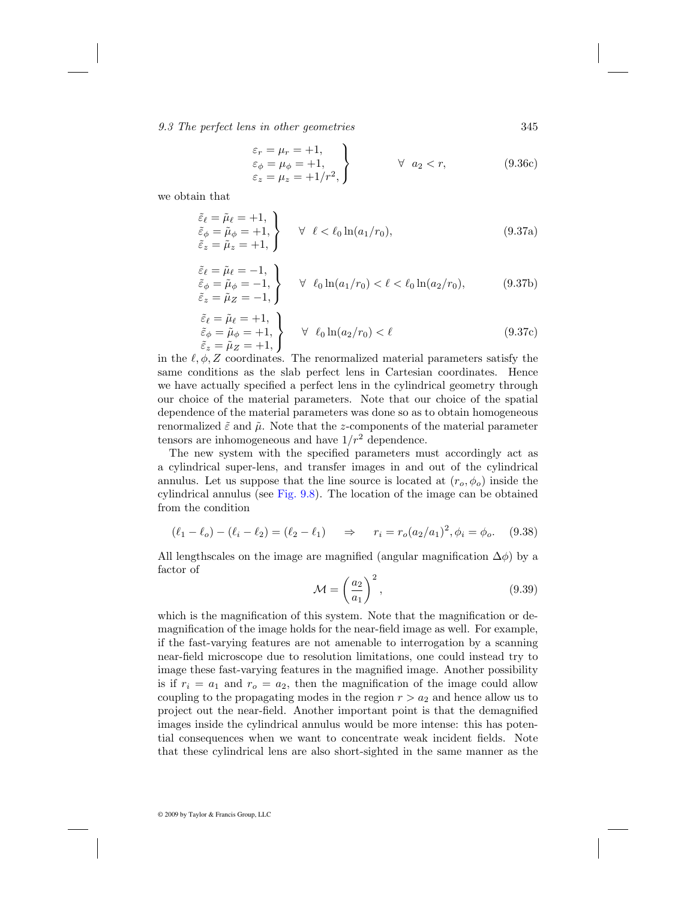$$
\left.\begin{array}{l}
\varepsilon_r = \mu_r = +1, \\
\varepsilon_\phi = \mu_\phi = +1, \\
\varepsilon_z = \mu_z = +1/r^2,
\end{array}\right\} \qquad \forall \;\; a_2 < r, \tag{9.36c}
$$

we obtain that

$$
\left.\begin{array}{l}
\tilde{\varepsilon}_\ell = \tilde{\mu}_\ell = +1, \\
\tilde{\varepsilon}_\phi = \tilde{\mu}_\phi = +1, \\
\tilde{\varepsilon}_z = \tilde{\mu}_z = +1,
\end{array}\right\} \quad \forall \;\; \ell < \ell_0 \ln(a_1/r_0), \tag{9.37a}
$$

$$
\left.\begin{array}{l}
\tilde{\varepsilon}_\ell = \tilde{\mu}_\ell = -1, \\
\tilde{\varepsilon}_\phi = \tilde{\mu}_\phi = -1, \\
\tilde{\varepsilon}_z = \tilde{\mu}_Z = -1,
\end{array}\right\} \quad \forall \;\; \ell_0 \ln(a_1/r_0) < \ell < \ell_0 \ln(a_2/r_0), \tag{9.37b}
$$

$$
\left.\begin{array}{l}
\tilde{\varepsilon}_\ell = \tilde{\mu}_\ell = +1, \\
\tilde{\varepsilon}_\phi = \tilde{\mu}_\phi = +1, \\
\tilde{\varepsilon}_z = \tilde{\mu}_Z = +1,
\end{array}\right\} \quad \forall \;\; \ell_0 \ln(a_2/r_0) < \ell \tag{9.37c}
$$

in the $\ell, \phi, Z$ coordinates. The renormalized material parameters satisfy the same conditions as the slab perfect lens in Cartesian coordinates. Hence we have actually specified a perfect lens in the cylindrical geometry through our choice of the material parameters. Note that our choice of the spatial dependence of the material parameters was done so as to obtain homogeneous renormalized $\tilde{\varepsilon}$ and $\tilde{\mu}$. Note that the $z$-components of the material parameter tensors are inhomogeneous and have $1/r^2$ dependence.

The new system with the specified parameters must accordingly act as a cylindrical super-lens, and transfer images in and out of the cylindrical annulus. Let us suppose that the line source is located at $(r_o, \phi_o)$ inside the cylindrical annulus (see Fig. 9.8). The location of the image can be obtained from the condition

$$
(\ell_1 - \ell_o) - (\ell_i - \ell_2) = (\ell_2 - \ell_1) \quad \Rightarrow \quad r_i = r_o (a_2/a_1)^2, \phi_i = \phi_o. \tag{9.38}
$$

All lengthscales on the image are magnified (angular magnification $\Delta\phi$) by a factor of

$$
\mathcal{M} = \left(\frac{a_2}{a_1}\right)^2, \tag{9.39}
$$

which is the magnification of this system. Note that the magnification or demagnification of the image holds for the near-field image as well. For example, if the fast-varying features are not amenable to interrogation by a scanning near-field microscope due to resolution limitations, one could instead try to image these fast-varying features in the magnified image. Another possibility is if $r_i = a_1$ and $r_o = a_2$, then the magnification of the image could allow coupling to the propagating modes in the region $r > a_2$ and hence allow us to project out the near-field. Another important point is that the demagnified images inside the cylindrical annulus would be more intense: this has potential consequences when we want to concentrate weak incident fields. Note that these cylindrical lens are also short-sighted in the same manner as the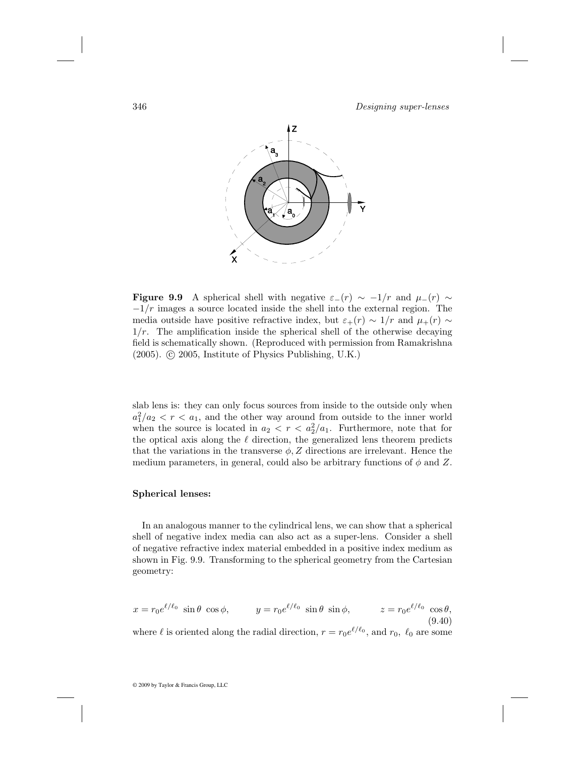**Figure 9.9** A spherical shell with negative $\varepsilon_-(r) \sim -1/r$ and $\mu_-(r) \sim -1/r$ images a source located inside the shell into the external region. The media outside have positive refractive index, but $\varepsilon_+(r) \sim 1/r$ and $\mu_+(r) \sim 1/r$. The amplification inside the spherical shell of the otherwise decaying field is schematically shown. (Reproduced with permission from Ramakrishna (2005). © 2005, Institute of Physics Publishing, U.K.)

slab lens is: they can only focus sources from inside to the outside only when $a_1^2/a_2 < r < a_1$, and the other way around from outside to the inner world when the source is located in $a_2 < r < a_2^2/a_1$. Furthermore, note that for the optical axis along the $\ell$ direction, the generalized lens theorem predicts that the variations in the transverse $\phi, Z$ directions are irrelevant. Hence the medium parameters, in general, could also be arbitrary functions of $\phi$ and $Z$.

**Spherical lenses:**

In an analogous manner to the cylindrical lens, we can show that a spherical shell of negative index media can also act as a super-lens. Consider a shell of negative refractive index material embedded in a positive index medium as shown in Fig. 9.9. Transforming to the spherical geometry from the Cartesian geometry:

$$x = r_0 e^{\ell/\ell_0} \sin\theta \cos\phi, \qquad y = r_0 e^{\ell/\ell_0} \sin\theta \sin\phi, \qquad z = r_0 e^{\ell/\ell_0} \cos\theta, \tag{9.40}$$

where $\ell$ is oriented along the radial direction, $r = r_0 e^{\ell/\ell_0}$, and $r_0, \ \ell_0$ are some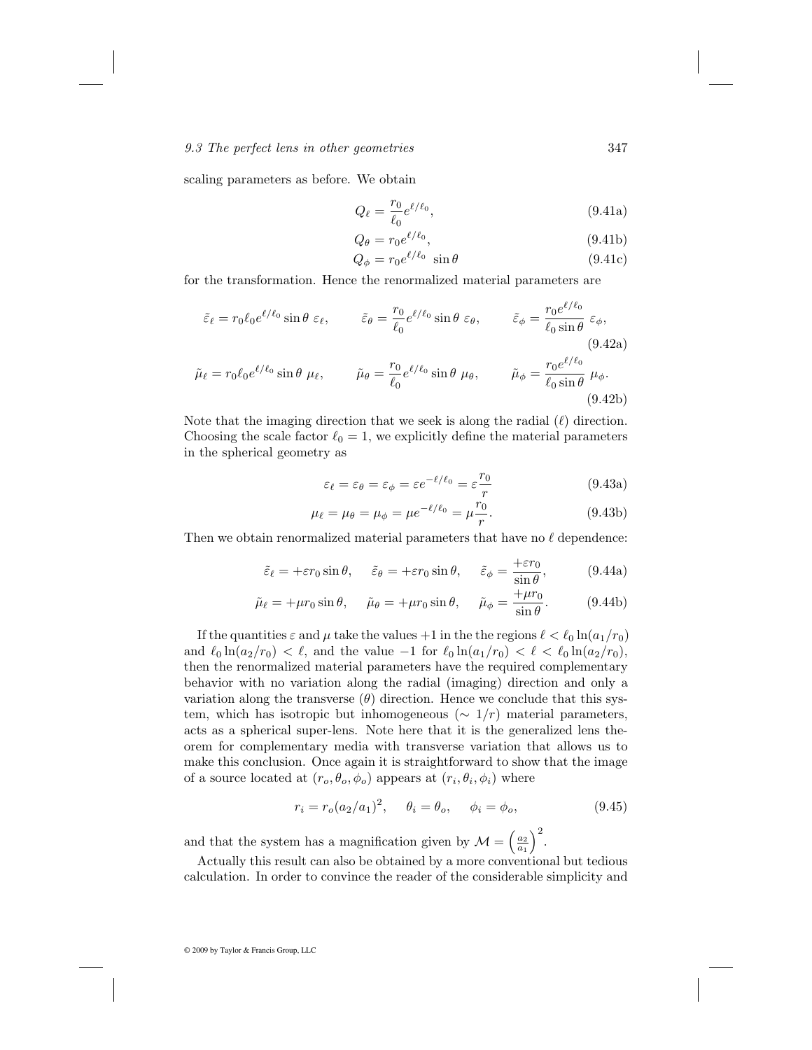scaling parameters as before. We obtain

$$Q_\ell = \frac{r_0}{\ell_0} e^{\ell/\ell_0}, \tag{9.41a}$$

$$Q_\theta = r_0 e^{\ell/\ell_0}, \tag{9.41b}$$

$$Q_\phi = r_0 e^{\ell/\ell_0} \ \sin\theta \tag{9.41c}$$

for the transformation. Hence the renormalized material parameters are

$$\tilde{\varepsilon}_\ell = r_0 \ell_0 e^{\ell/\ell_0} \sin\theta \ \varepsilon_\ell, \qquad \tilde{\varepsilon}_\theta = \frac{r_0}{\ell_0} e^{\ell/\ell_0} \sin\theta \ \varepsilon_\theta, \qquad \tilde{\varepsilon}_\phi = \frac{r_0 e^{\ell/\ell_0}}{\ell_0 \sin\theta} \ \varepsilon_\phi, \tag{9.42a}$$

$$\tilde{\mu}_\ell = r_0 \ell_0 e^{\ell/\ell_0} \sin\theta \ \mu_\ell, \qquad \tilde{\mu}_\theta = \frac{r_0}{\ell_0} e^{\ell/\ell_0} \sin\theta \ \mu_\theta, \qquad \tilde{\mu}_\phi = \frac{r_0 e^{\ell/\ell_0}}{\ell_0 \sin\theta} \ \mu_\phi. \tag{9.42b}$$

Note that the imaging direction that we seek is along the radial ($\ell$) direction. Choosing the scale factor $\ell_0 = 1$, we explicitly define the material parameters in the spherical geometry as

$$\varepsilon_\ell = \varepsilon_\theta = \varepsilon_\phi = \varepsilon e^{-\ell/\ell_0} = \varepsilon \frac{r_0}{r} \tag{9.43a}$$

$$\mu_\ell = \mu_\theta = \mu_\phi = \mu e^{-\ell/\ell_0} = \mu \frac{r_0}{r}. \tag{9.43b}$$

Then we obtain renormalized material parameters that have no $\ell$ dependence:

$$\tilde{\varepsilon}_\ell = +\varepsilon r_0 \sin\theta, \quad \tilde{\varepsilon}_\theta = +\varepsilon r_0 \sin\theta, \quad \tilde{\varepsilon}_\phi = \frac{+\varepsilon r_0}{\sin\theta}, \tag{9.44a}$$

$$\tilde{\mu}_\ell = +\mu r_0 \sin\theta, \quad \tilde{\mu}_\theta = +\mu r_0 \sin\theta, \quad \tilde{\mu}_\phi = \frac{+\mu r_0}{\sin\theta}. \tag{9.44b}$$

If the quantities $\varepsilon$ and $\mu$ take the values $+1$ in the the regions $\ell < \ell_0 \ln(a_1/r_0)$ and $\ell_0 \ln(a_2/r_0) < \ell$, and the value $-1$ for $\ell_0 \ln(a_1/r_0) < \ell < \ell_0 \ln(a_2/r_0)$, then the renormalized material parameters have the required complementary behavior with no variation along the radial (imaging) direction and only a variation along the transverse ($\theta$) direction. Hence we conclude that this system, which has isotropic but inhomogeneous ($\sim 1/r$) material parameters, acts as a spherical super-lens. Note here that it is the generalized lens theorem for complementary media with transverse variation that allows us to make this conclusion. Once again it is straightforward to show that the image of a source located at $(r_o, \theta_o, \phi_o)$ appears at $(r_i, \theta_i, \phi_i)$ where

$$r_i = r_o (a_2/a_1)^2, \quad \theta_i = \theta_o, \quad \phi_i = \phi_o, \tag{9.45}$$

and that the system has a magnification given by $\mathcal{M} = \left(\frac{a_2}{a_1}\right)^2$.

Actually this result can also be obtained by a more conventional but tedious calculation. In order to convince the reader of the considerable simplicity and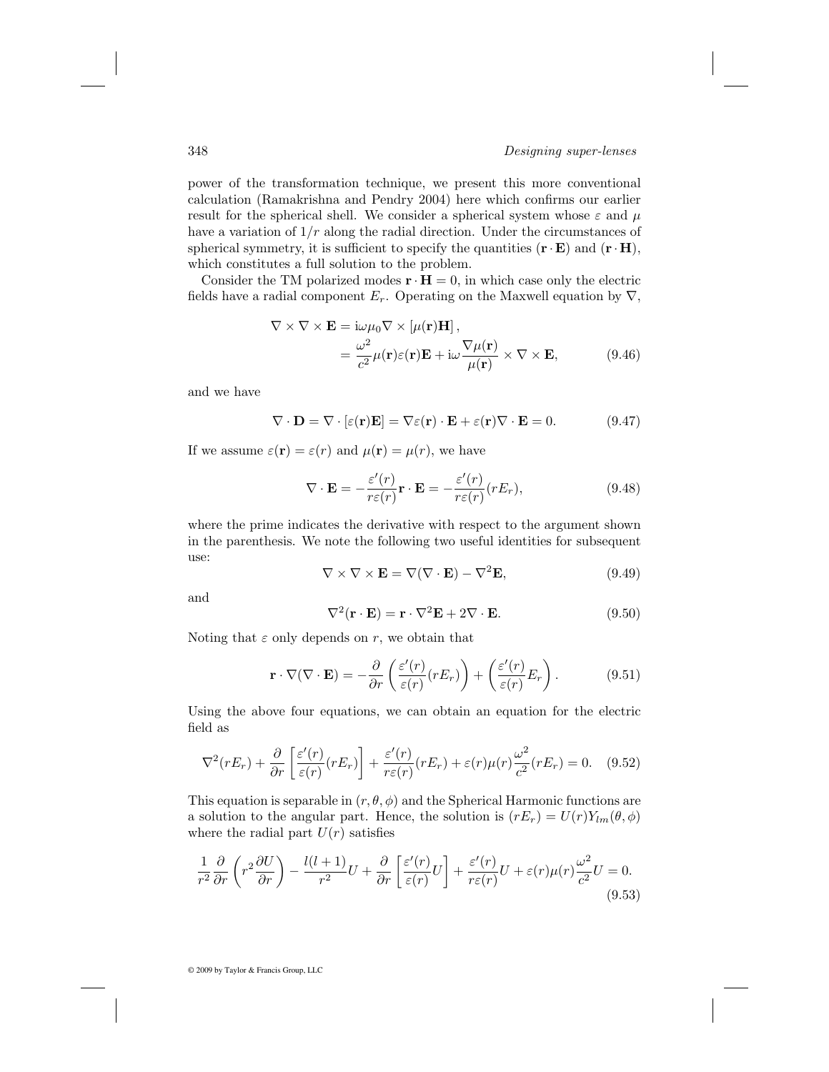power of the transformation technique, we present this more conventional calculation (Ramakrishna and Pendry 2004) here which confirms our earlier result for the spherical shell. We consider a spherical system whose $\varepsilon$ and $\mu$ have a variation of $1/r$ along the radial direction. Under the circumstances of spherical symmetry, it is sufficient to specify the quantities $(\mathbf{r} \cdot \mathbf{E})$ and $(\mathbf{r} \cdot \mathbf{H})$, which constitutes a full solution to the problem.

Consider the TM polarized modes $\mathbf{r} \cdot \mathbf{H} = 0$, in which case only the electric fields have a radial component $E_r$. Operating on the Maxwell equation by $\nabla$,

$$\begin{aligned}\nabla \times \nabla \times \mathbf{E} &= \mathrm{i}\omega\mu_0 \nabla \times [\mu(\mathbf{r})\mathbf{H}], \\ &= \frac{\omega^2}{c^2}\mu(\mathbf{r})\varepsilon(\mathbf{r})\mathbf{E} + \mathrm{i}\omega\frac{\nabla\mu(\mathbf{r})}{\mu(\mathbf{r})} \times \nabla \times \mathbf{E},\end{aligned} \tag{9.46}$$

and we have

$$\nabla \cdot \mathbf{D} = \nabla \cdot [\varepsilon(\mathbf{r})\mathbf{E}] = \nabla\varepsilon(\mathbf{r}) \cdot \mathbf{E} + \varepsilon(\mathbf{r})\nabla \cdot \mathbf{E} = 0. \tag{9.47}$$

If we assume $\varepsilon(\mathbf{r}) = \varepsilon(r)$ and $\mu(\mathbf{r}) = \mu(r)$, we have

$$\nabla \cdot \mathbf{E} = -\frac{\varepsilon'(r)}{r\varepsilon(r)}\mathbf{r} \cdot \mathbf{E} = -\frac{\varepsilon'(r)}{r\varepsilon(r)}(rE_r), \tag{9.48}$$

where the prime indicates the derivative with respect to the argument shown in the parenthesis. We note the following two useful identities for subsequent use:

$$\nabla \times \nabla \times \mathbf{E} = \nabla(\nabla \cdot \mathbf{E}) - \nabla^2\mathbf{E}, \tag{9.49}$$

and

$$\nabla^2(\mathbf{r} \cdot \mathbf{E}) = \mathbf{r} \cdot \nabla^2\mathbf{E} + 2\nabla \cdot \mathbf{E}. \tag{9.50}$$

Noting that $\varepsilon$ only depends on $r$, we obtain that

$$\mathbf{r} \cdot \nabla(\nabla \cdot \mathbf{E}) = -\frac{\partial}{\partial r}\left(\frac{\varepsilon'(r)}{\varepsilon(r)}(rE_r)\right) + \left(\frac{\varepsilon'(r)}{\varepsilon(r)}E_r\right). \tag{9.51}$$

Using the above four equations, we can obtain an equation for the electric field as

$$\nabla^2(rE_r) + \frac{\partial}{\partial r}\left[\frac{\varepsilon'(r)}{\varepsilon(r)}(rE_r)\right] + \frac{\varepsilon'(r)}{r\varepsilon(r)}(rE_r) + \varepsilon(r)\mu(r)\frac{\omega^2}{c^2}(rE_r) = 0. \tag{9.52}$$

This equation is separable in $(r, \theta, \phi)$ and the Spherical Harmonic functions are a solution to the angular part. Hence, the solution is $(rE_r) = U(r)Y_{lm}(\theta, \phi)$ where the radial part $U(r)$ satisfies

$$\frac{1}{r^2}\frac{\partial}{\partial r}\left(r^2\frac{\partial U}{\partial r}\right) - \frac{l(l+1)}{r^2}U + \frac{\partial}{\partial r}\left[\frac{\varepsilon'(r)}{\varepsilon(r)}U\right] + \frac{\varepsilon'(r)}{r\varepsilon(r)}U + \varepsilon(r)\mu(r)\frac{\omega^2}{c^2}U = 0. \tag{9.53}$$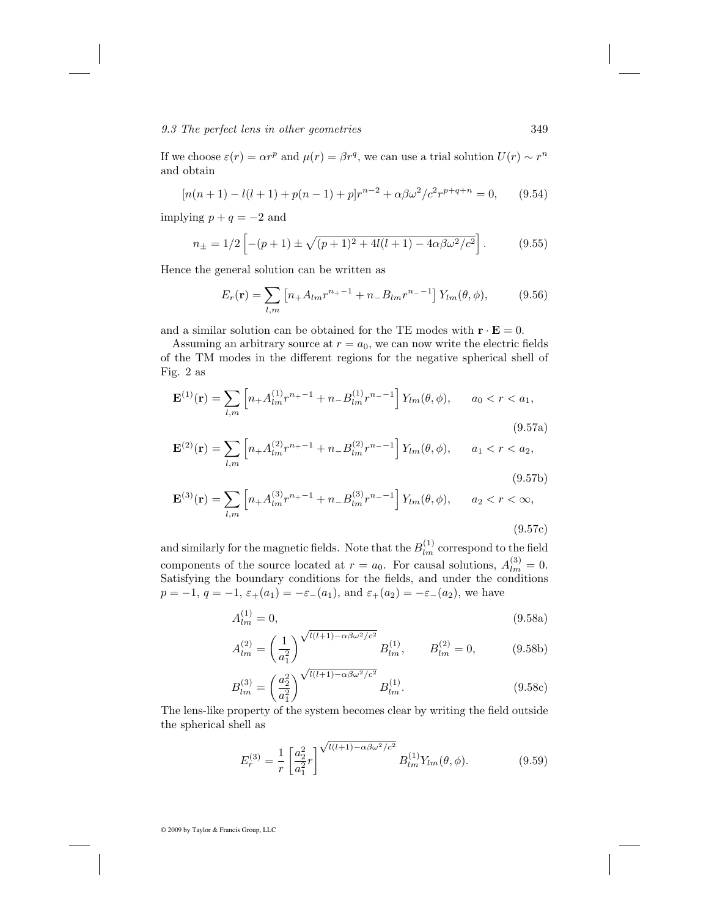If we choose $\varepsilon(r) = \alpha r^p$ and $\mu(r) = \beta r^q$, we can use a trial solution $U(r) \sim r^n$ and obtain

$$[n(n+1) - l(l+1) + p(n-1) + p]r^{n-2} + \alpha\beta\omega^2/c^2 r^{p+q+n} = 0, \qquad (9.54)$$

implying $p + q = -2$ and

$$n_{\pm} = 1/2 \left[-(p+1) \pm \sqrt{(p+1)^2 + 4l(l+1) - 4\alpha\beta\omega^2/c^2}\right]. \qquad (9.55)$$

Hence the general solution can be written as

$$E_r(\mathbf{r}) = \sum_{l,m} \left[n_+ A_{lm} r^{n_+ - 1} + n_- B_{lm} r^{n_- - 1}\right] Y_{lm}(\theta, \phi), \qquad (9.56)$$

and a similar solution can be obtained for the TE modes with $\mathbf{r} \cdot \mathbf{E} = 0$.

Assuming an arbitrary source at $r = a_0$, we can now write the electric fields of the TM modes in the different regions for the negative spherical shell of Fig. 2 as

$$\mathbf{E}^{(1)}(\mathbf{r}) = \sum_{l,m} \left[n_+ A_{lm}^{(1)} r^{n_+ - 1} + n_- B_{lm}^{(1)} r^{n_- - 1}\right] Y_{lm}(\theta, \phi), \qquad a_0 < r < a_1, \qquad (9.57a)$$

$$\mathbf{E}^{(2)}(\mathbf{r}) = \sum_{l,m} \left[n_+ A_{lm}^{(2)} r^{n_+ - 1} + n_- B_{lm}^{(2)} r^{n_- - 1}\right] Y_{lm}(\theta, \phi), \qquad a_1 < r < a_2, \qquad (9.57b)$$

$$\mathbf{E}^{(3)}(\mathbf{r}) = \sum_{l,m} \left[n_+ A_{lm}^{(3)} r^{n_+ - 1} + n_- B_{lm}^{(3)} r^{n_- - 1}\right] Y_{lm}(\theta, \phi), \qquad a_2 < r < \infty, \qquad (9.57c)$$

and similarly for the magnetic fields. Note that the $B_{lm}^{(1)}$ correspond to the field components of the source located at $r = a_0$. For causal solutions, $A_{lm}^{(3)} = 0$. Satisfying the boundary conditions for the fields, and under the conditions $p = -1$, $q = -1$, $\varepsilon_+(a_1) = -\varepsilon_-(a_1)$, and $\varepsilon_+(a_2) = -\varepsilon_-(a_2)$, we have

$$A_{lm}^{(1)} = 0, \qquad (9.58a)$$

$$A_{lm}^{(2)} = \left(\frac{1}{a_1^2}\right)^{\sqrt{l(l+1) - \alpha\beta\omega^2/c^2}} B_{lm}^{(1)}, \qquad B_{lm}^{(2)} = 0, \qquad (9.58b)$$

$$B_{lm}^{(3)} = \left(\frac{a_2^2}{a_1^2}\right)^{\sqrt{l(l+1) - \alpha\beta\omega^2/c^2}} B_{lm}^{(1)}. \qquad (9.58c)$$

The lens-like property of the system becomes clear by writing the field outside the spherical shell as

$$E_r^{(3)} = \frac{1}{r} \left[\frac{a_2^2}{a_1^2} r\right]^{\sqrt{l(l+1) - \alpha\beta\omega^2/c^2}} B_{lm}^{(1)} Y_{lm}(\theta, \phi). \qquad (9.59)$$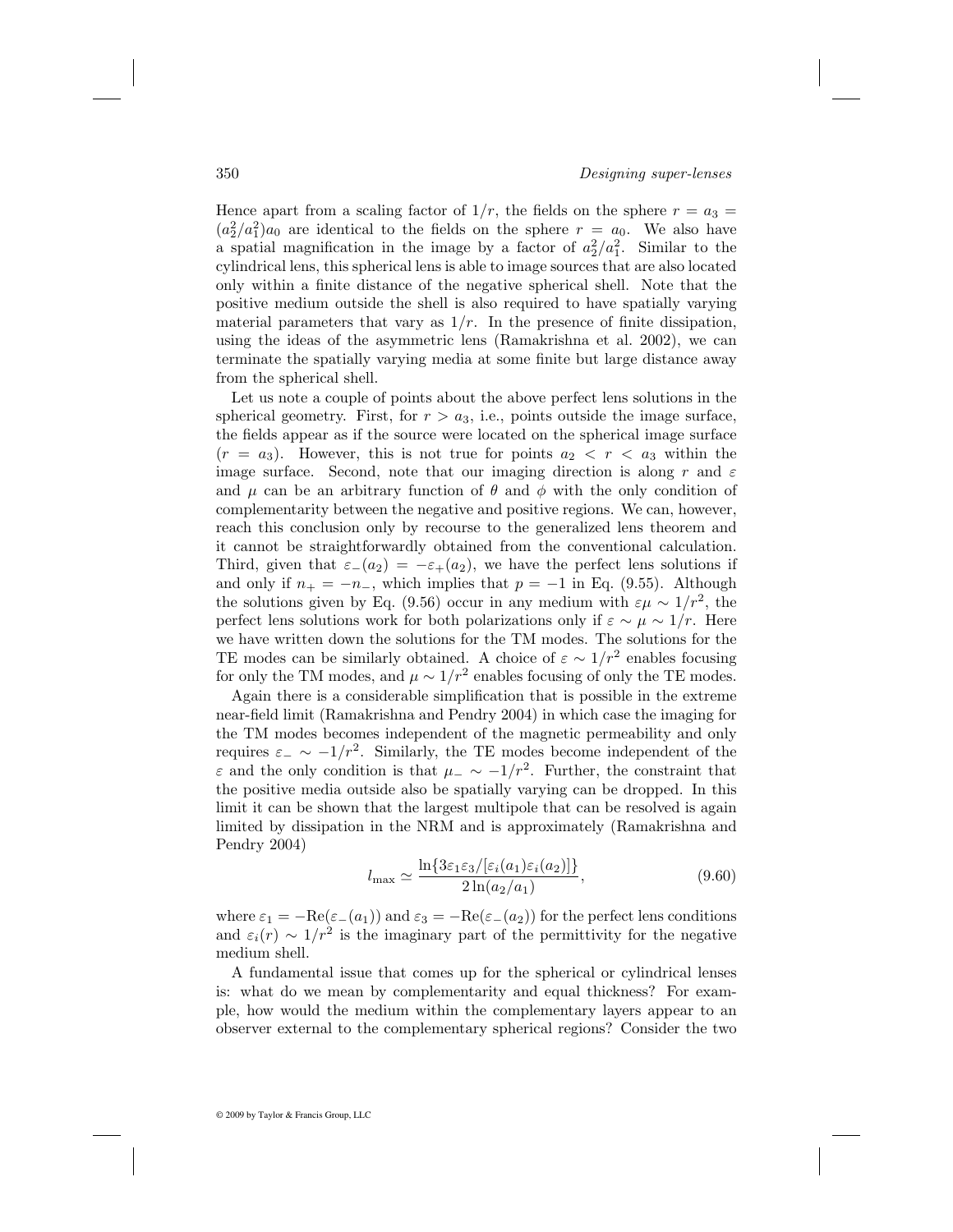Hence apart from a scaling factor of $1/r$, the fields on the sphere $r = a_3 = (a_2^2/a_1^2)a_0$ are identical to the fields on the sphere $r = a_0$. We also have a spatial magnification in the image by a factor of $a_2^2/a_1^2$. Similar to the cylindrical lens, this spherical lens is able to image sources that are also located only within a finite distance of the negative spherical shell. Note that the positive medium outside the shell is also required to have spatially varying material parameters that vary as $1/r$. In the presence of finite dissipation, using the ideas of the asymmetric lens (Ramakrishna et al. 2002), we can terminate the spatially varying media at some finite but large distance away from the spherical shell.

Let us note a couple of points about the above perfect lens solutions in the spherical geometry. First, for $r > a_3$, i.e., points outside the image surface, the fields appear as if the source were located on the spherical image surface ($r = a_3$). However, this is not true for points $a_2 < r < a_3$ within the image surface. Second, note that our imaging direction is along $r$ and $\varepsilon$ and $\mu$ can be an arbitrary function of $\theta$ and $\phi$ with the only condition of complementarity between the negative and positive regions. We can, however, reach this conclusion only by recourse to the generalized lens theorem and it cannot be straightforwardly obtained from the conventional calculation. Third, given that $\varepsilon_-(a_2) = -\varepsilon_+(a_2)$, we have the perfect lens solutions if and only if $n_+ = -n_-$, which implies that $p = -1$ in Eq. (9.55). Although the solutions given by Eq. (9.56) occur in any medium with $\varepsilon\mu \sim 1/r^2$, the perfect lens solutions work for both polarizations only if $\varepsilon \sim \mu \sim 1/r$. Here we have written down the solutions for the TM modes. The solutions for the TE modes can be similarly obtained. A choice of $\varepsilon \sim 1/r^2$ enables focusing for only the TM modes, and $\mu \sim 1/r^2$ enables focusing of only the TE modes.

Again there is a considerable simplification that is possible in the extreme near-field limit (Ramakrishna and Pendry 2004) in which case the imaging for the TM modes becomes independent of the magnetic permeability and only requires $\varepsilon_- \sim -1/r^2$. Similarly, the TE modes become independent of the $\varepsilon$ and the only condition is that $\mu_- \sim -1/r^2$. Further, the constraint that the positive media outside also be spatially varying can be dropped. In this limit it can be shown that the largest multipole that can be resolved is again limited by dissipation in the NRM and is approximately (Ramakrishna and Pendry 2004)

$$l_{\max} \simeq \frac{\ln\{3\varepsilon_1\varepsilon_3/[\varepsilon_i(a_1)\varepsilon_i(a_2)]\}}{2\ln(a_2/a_1)}, \tag{9.60}$$

where $\varepsilon_1 = -\text{Re}(\varepsilon_-(a_1))$ and $\varepsilon_3 = -\text{Re}(\varepsilon_-(a_2))$ for the perfect lens conditions and $\varepsilon_i(r) \sim 1/r^2$ is the imaginary part of the permittivity for the negative medium shell.

A fundamental issue that comes up for the spherical or cylindrical lenses is: what do we mean by complementarity and equal thickness? For example, how would the medium within the complementary layers appear to an observer external to the complementary spherical regions? Consider the two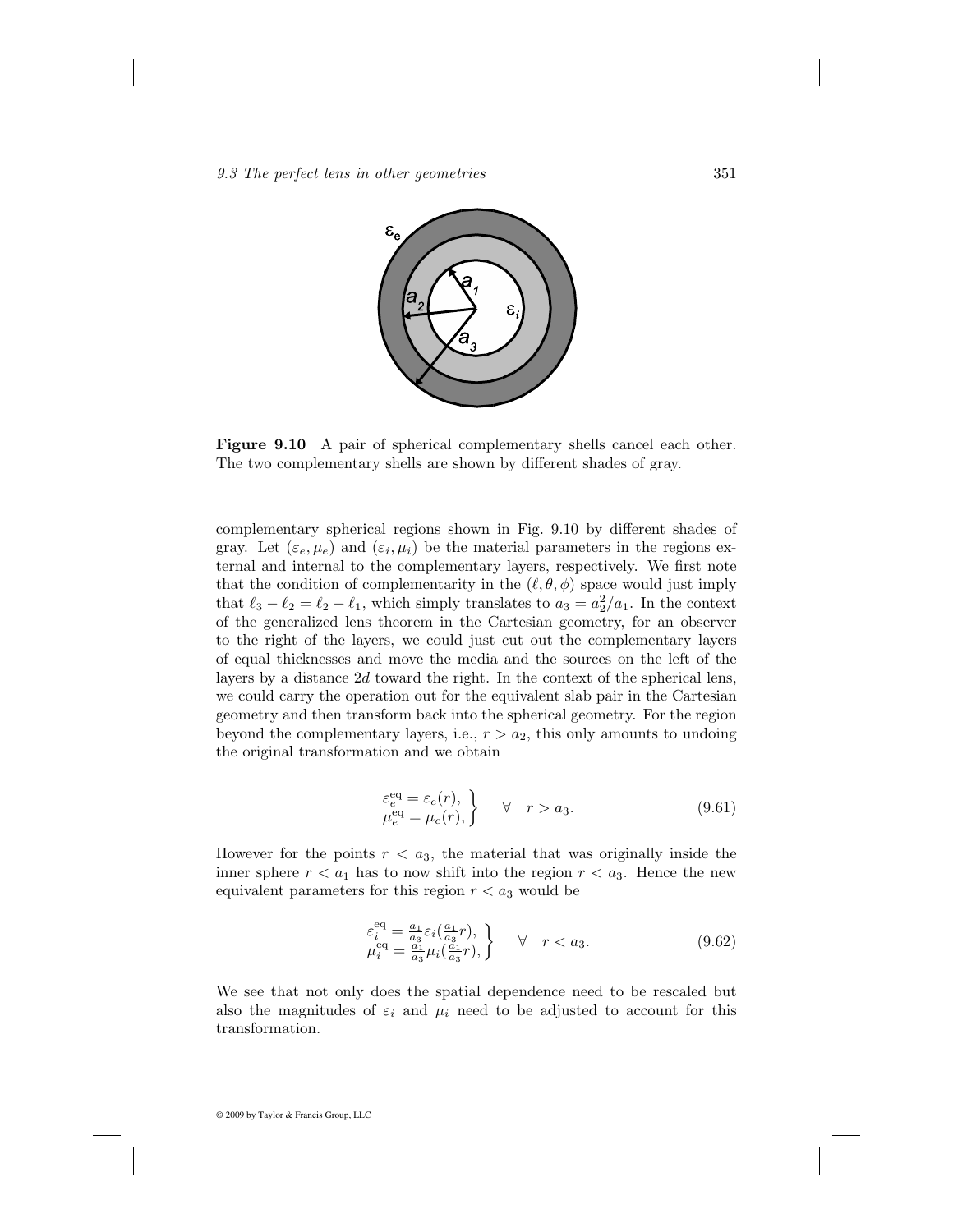**Figure 9.10** A pair of spherical complementary shells cancel each other. The two complementary shells are shown by different shades of gray.

complementary spherical regions shown in Fig. 9.10 by different shades of gray. Let $(\varepsilon_e, \mu_e)$ and $(\varepsilon_i, \mu_i)$ be the material parameters in the regions external and internal to the complementary layers, respectively. We first note that the condition of complementarity in the $(\ell, \theta, \phi)$ space would just imply that $\ell_3 - \ell_2 = \ell_2 - \ell_1$, which simply translates to $a_3 = a_2^2/a_1$. In the context of the generalized lens theorem in the Cartesian geometry, for an observer to the right of the layers, we could just cut out the complementary layers of equal thicknesses and move the media and the sources on the left of the layers by a distance $2d$ toward the right. In the context of the spherical lens, we could carry the operation out for the equivalent slab pair in the Cartesian geometry and then transform back into the spherical geometry. For the region beyond the complementary layers, i.e., $r > a_2$, this only amounts to undoing the original transformation and we obtain

$$\left.\begin{aligned} \varepsilon_e^{\text{eq}} &= \varepsilon_e(r), \\ \mu_e^{\text{eq}} &= \mu_e(r), \end{aligned}\right\} \quad \forall \quad r > a_3. \tag{9.61}$$

However for the points $r < a_3$, the material that was originally inside the inner sphere $r < a_1$ has to now shift into the region $r < a_3$. Hence the new equivalent parameters for this region $r < a_3$ would be

$$\left.\begin{aligned} \varepsilon_i^{\text{eq}} &= \tfrac{a_1}{a_3}\varepsilon_i(\tfrac{a_1}{a_3}r), \\ \mu_i^{\text{eq}} &= \tfrac{a_1}{a_3}\mu_i(\tfrac{a_1}{a_3}r), \end{aligned}\right\} \quad \forall \quad r < a_3. \tag{9.62}$$

We see that not only does the spatial dependence need to be rescaled but also the magnitudes of $\varepsilon_i$ and $\mu_i$ need to be adjusted to account for this transformation.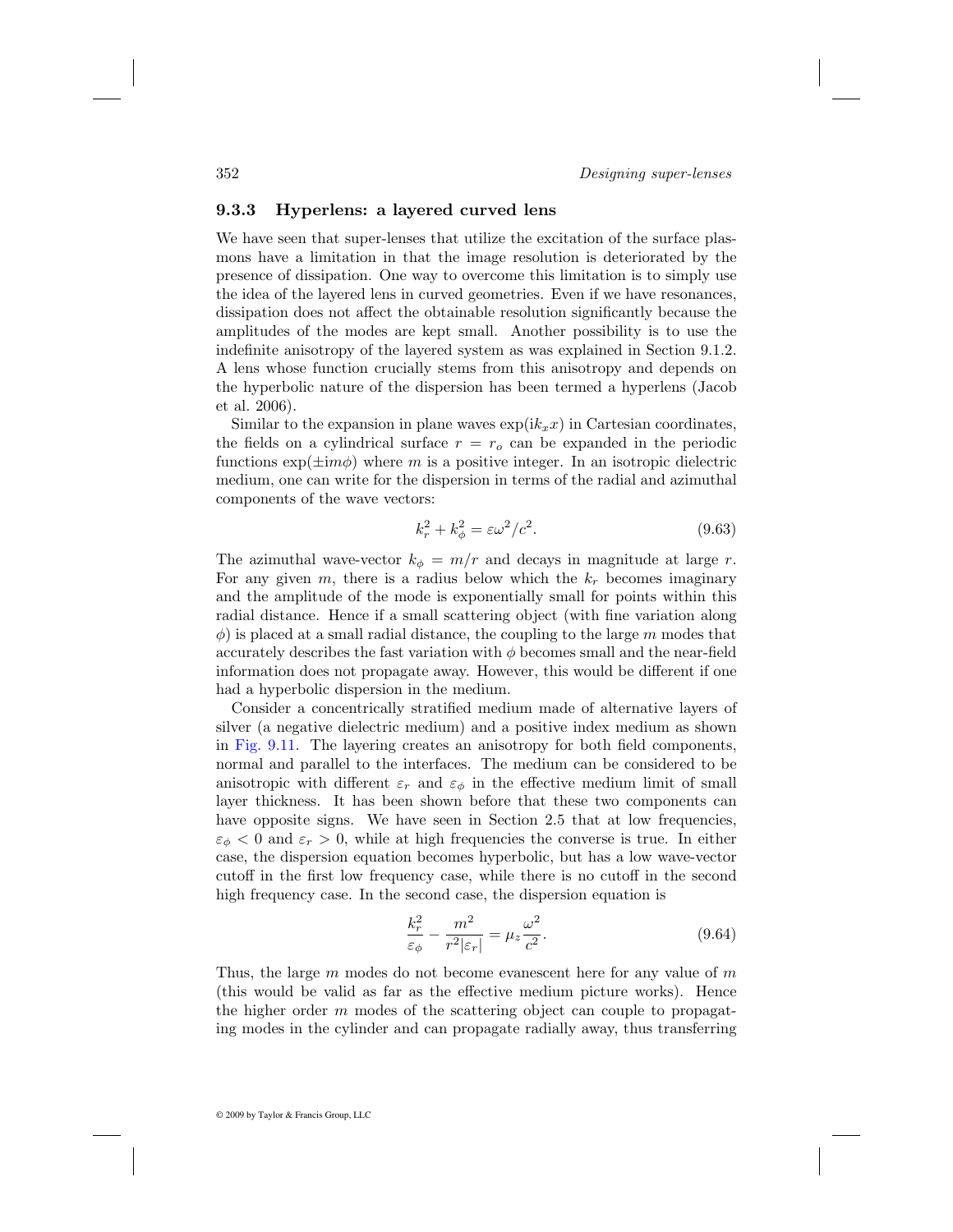### 9.3.3 Hyperlens: a layered curved lens

We have seen that super-lenses that utilize the excitation of the surface plasmons have a limitation in that the image resolution is deteriorated by the presence of dissipation. One way to overcome this limitation is to simply use the idea of the layered lens in curved geometries. Even if we have resonances, dissipation does not affect the obtainable resolution significantly because the amplitudes of the modes are kept small. Another possibility is to use the indefinite anisotropy of the layered system as was explained in Section 9.1.2. A lens whose function crucially stems from this anisotropy and depends on the hyperbolic nature of the dispersion has been termed a hyperlens (Jacob et al. 2006).

Similar to the expansion in plane waves $\exp(ik_x x)$ in Cartesian coordinates, the fields on a cylindrical surface $r = r_o$ can be expanded in the periodic functions $\exp(\pm im\phi)$ where $m$ is a positive integer. In an isotropic dielectric medium, one can write for the dispersion in terms of the radial and azimuthal components of the wave vectors:

$$k_r^2 + k_\phi^2 = \varepsilon\omega^2/c^2. \tag{9.63}$$

The azimuthal wave-vector $k_\phi = m/r$ and decays in magnitude at large $r$. For any given $m$, there is a radius below which the $k_r$ becomes imaginary and the amplitude of the mode is exponentially small for points within this radial distance. Hence if a small scattering object (with fine variation along $\phi$) is placed at a small radial distance, the coupling to the large $m$ modes that accurately describes the fast variation with $\phi$ becomes small and the near-field information does not propagate away. However, this would be different if one had a hyperbolic dispersion in the medium.

Consider a concentrically stratified medium made of alternative layers of silver (a negative dielectric medium) and a positive index medium as shown in Fig. 9.11. The layering creates an anisotropy for both field components, normal and parallel to the interfaces. The medium can be considered to be anisotropic with different $\varepsilon_r$ and $\varepsilon_\phi$ in the effective medium limit of small layer thickness. It has been shown before that these two components can have opposite signs. We have seen in Section 2.5 that at low frequencies, $\varepsilon_\phi < 0$ and $\varepsilon_r > 0$, while at high frequencies the converse is true. In either case, the dispersion equation becomes hyperbolic, but has a low wave-vector cutoff in the first low frequency case, while there is no cutoff in the second high frequency case. In the second case, the dispersion equation is

$$\frac{k_r^2}{\varepsilon_\phi} - \frac{m^2}{r^2|\varepsilon_r|} = \mu_z\frac{\omega^2}{c^2}. \tag{9.64}$$

Thus, the large $m$ modes do not become evanescent here for any value of $m$ (this would be valid as far as the effective medium picture works). Hence the higher order $m$ modes of the scattering object can couple to propagating modes in the cylinder and can propagate radially away, thus transferring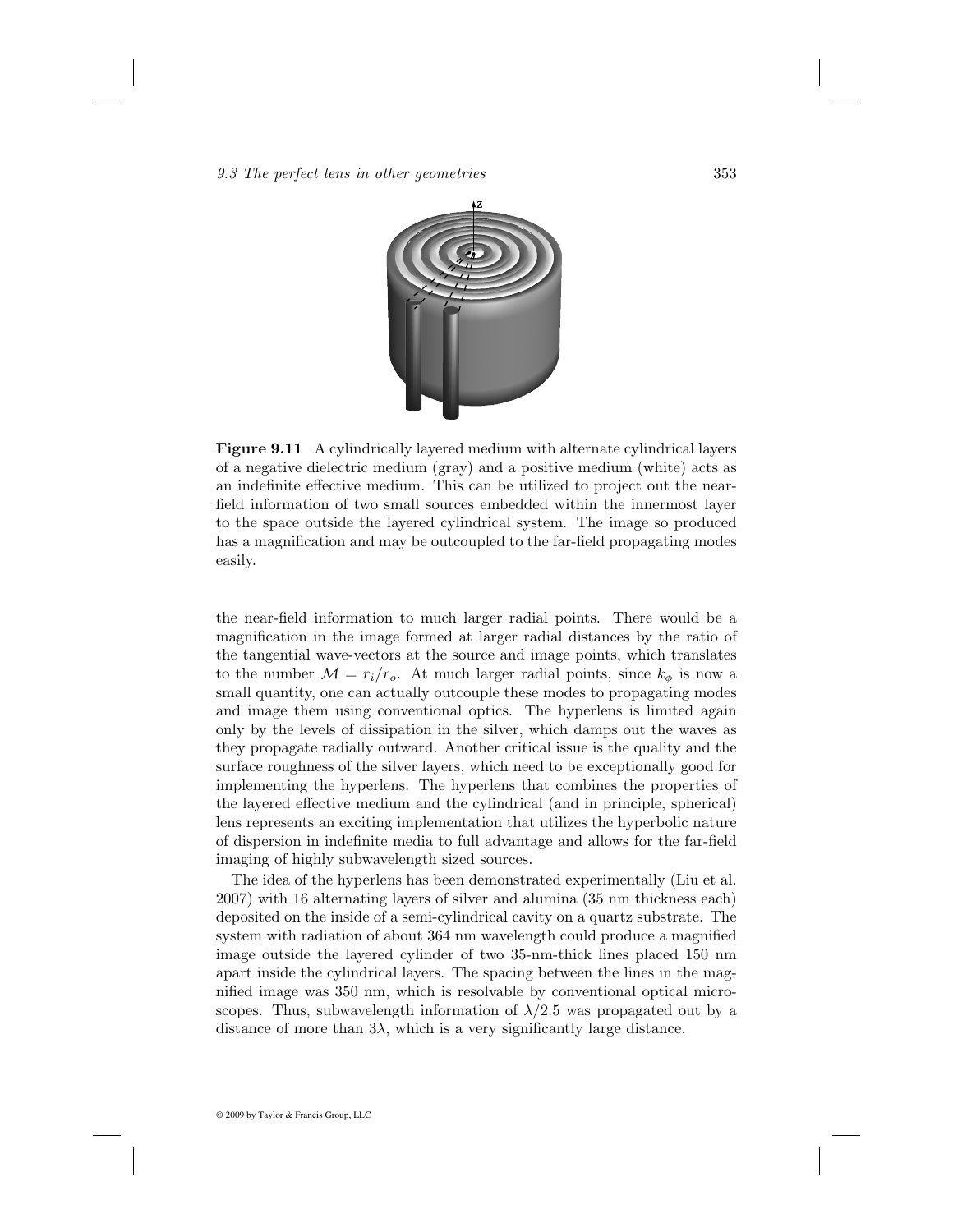**Figure 9.11** A cylindrically layered medium with alternate cylindrical layers of a negative dielectric medium (gray) and a positive medium (white) acts as an indefinite effective medium. This can be utilized to project out the near-field information of two small sources embedded within the innermost layer to the space outside the layered cylindrical system. The image so produced has a magnification and may be outcoupled to the far-field propagating modes easily.

the near-field information to much larger radial points. There would be a magnification in the image formed at larger radial distances by the ratio of the tangential wave-vectors at the source and image points, which translates to the number $\mathcal{M} = r_i/r_o$. At much larger radial points, since $k_\phi$ is now a small quantity, one can actually outcouple these modes to propagating modes and image them using conventional optics. The hyperlens is limited again only by the levels of dissipation in the silver, which damps out the waves as they propagate radially outward. Another critical issue is the quality and the surface roughness of the silver layers, which need to be exceptionally good for implementing the hyperlens. The hyperlens that combines the properties of the layered effective medium and the cylindrical (and in principle, spherical) lens represents an exciting implementation that utilizes the hyperbolic nature of dispersion in indefinite media to full advantage and allows for the far-field imaging of highly subwavelength sized sources.

The idea of the hyperlens has been demonstrated experimentally (Liu et al. 2007) with 16 alternating layers of silver and alumina (35 nm thickness each) deposited on the inside of a semi-cylindrical cavity on a quartz substrate. The system with radiation of about 364 nm wavelength could produce a magnified image outside the layered cylinder of two 35-nm-thick lines placed 150 nm apart inside the cylindrical layers. The spacing between the lines in the magnified image was 350 nm, which is resolvable by conventional optical microscopes. Thus, subwavelength information of $\lambda/2.5$ was propagated out by a distance of more than $3\lambda$, which is a very significantly large distance.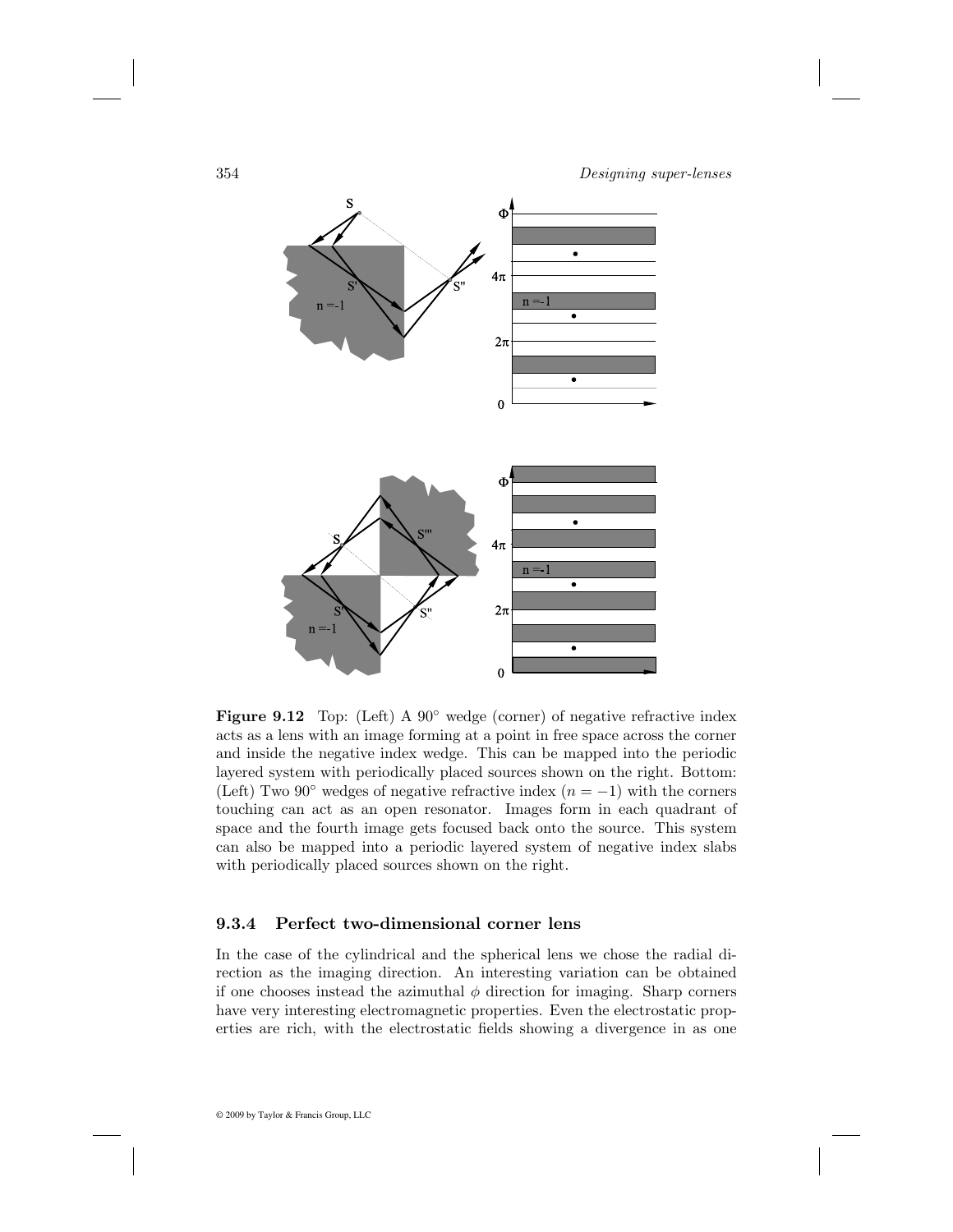**Figure 9.12** Top: (Left) A 90° wedge (corner) of negative refractive index acts as a lens with an image forming at a point in free space across the corner and inside the negative index wedge. This can be mapped into the periodic layered system with periodically placed sources shown on the right. Bottom: (Left) Two 90° wedges of negative refractive index ($n = -1$) with the corners touching can act as an open resonator. Images form in each quadrant of space and the fourth image gets focused back onto the source. This system can also be mapped into a periodic layered system of negative index slabs with periodically placed sources shown on the right.

### 9.3.4 Perfect two-dimensional corner lens

In the case of the cylindrical and the spherical lens we chose the radial direction as the imaging direction. An interesting variation can be obtained if one chooses instead the azimuthal $\phi$ direction for imaging. Sharp corners have very interesting electromagnetic properties. Even the electrostatic properties are rich, with the electrostatic fields showing a divergence in as one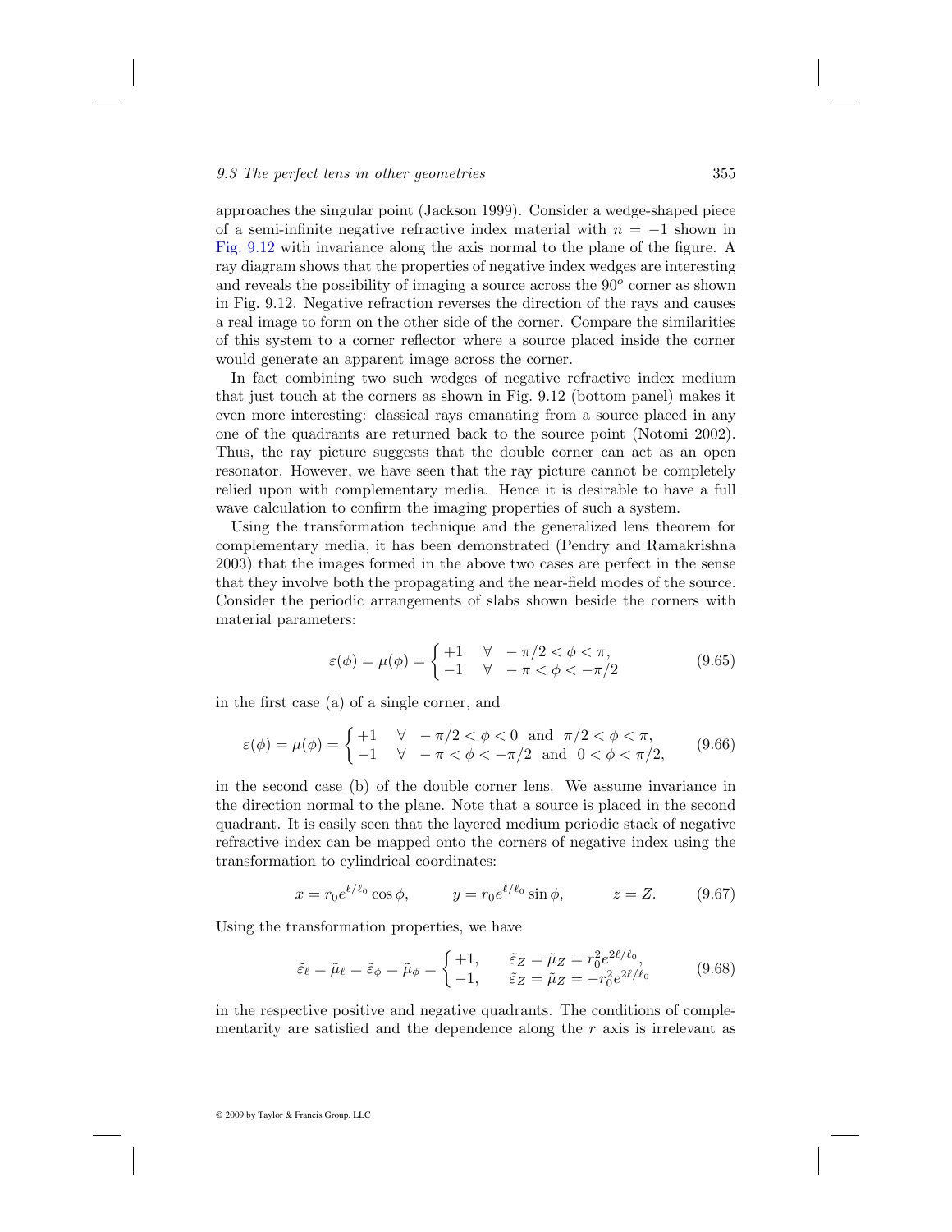approaches the singular point (Jackson 1999). Consider a wedge-shaped piece of a semi-infinite negative refractive index material with $n = -1$ shown in Fig. 9.12 with invariance along the axis normal to the plane of the figure. A ray diagram shows that the properties of negative index wedges are interesting and reveals the possibility of imaging a source across the $90^o$ corner as shown in Fig. 9.12. Negative refraction reverses the direction of the rays and causes a real image to form on the other side of the corner. Compare the similarities of this system to a corner reflector where a source placed inside the corner would generate an apparent image across the corner.

In fact combining two such wedges of negative refractive index medium that just touch at the corners as shown in Fig. 9.12 (bottom panel) makes it even more interesting: classical rays emanating from a source placed in any one of the quadrants are returned back to the source point (Notomi 2002). Thus, the ray picture suggests that the double corner can act as an open resonator. However, we have seen that the ray picture cannot be completely relied upon with complementary media. Hence it is desirable to have a full wave calculation to confirm the imaging properties of such a system.

Using the transformation technique and the generalized lens theorem for complementary media, it has been demonstrated (Pendry and Ramakrishna 2003) that the images formed in the above two cases are perfect in the sense that they involve both the propagating and the near-field modes of the source. Consider the periodic arrangements of slabs shown beside the corners with material parameters:

$$\varepsilon(\phi) = \mu(\phi) = \begin{cases} +1 & \forall \quad -\pi/2 < \phi < \pi, \\ -1 & \forall \quad -\pi < \phi < -\pi/2 \end{cases} \tag{9.65}$$

in the first case (a) of a single corner, and

$$\varepsilon(\phi) = \mu(\phi) = \begin{cases} +1 & \forall \quad -\pi/2 < \phi < 0 \;\text{ and }\; \pi/2 < \phi < \pi, \\ -1 & \forall \quad -\pi < \phi < -\pi/2 \;\text{ and }\; 0 < \phi < \pi/2, \end{cases} \tag{9.66}$$

in the second case (b) of the double corner lens. We assume invariance in the direction normal to the plane. Note that a source is placed in the second quadrant. It is easily seen that the layered medium periodic stack of negative refractive index can be mapped onto the corners of negative index using the transformation to cylindrical coordinates:

$$x = r_0 e^{\ell/\ell_0} \cos\phi, \qquad y = r_0 e^{\ell/\ell_0} \sin\phi, \qquad z = Z. \tag{9.67}$$

Using the transformation properties, we have

$$\tilde{\varepsilon}_\ell = \tilde{\mu}_\ell = \tilde{\varepsilon}_\phi = \tilde{\mu}_\phi = \begin{cases} +1, & \tilde{\varepsilon}_Z = \tilde{\mu}_Z = r_0^2 e^{2\ell/\ell_0}, \\ -1, & \tilde{\varepsilon}_Z = \tilde{\mu}_Z = -r_0^2 e^{2\ell/\ell_0} \end{cases} \tag{9.68}$$

in the respective positive and negative quadrants. The conditions of complementarity are satisfied and the dependence along the $r$ axis is irrelevant as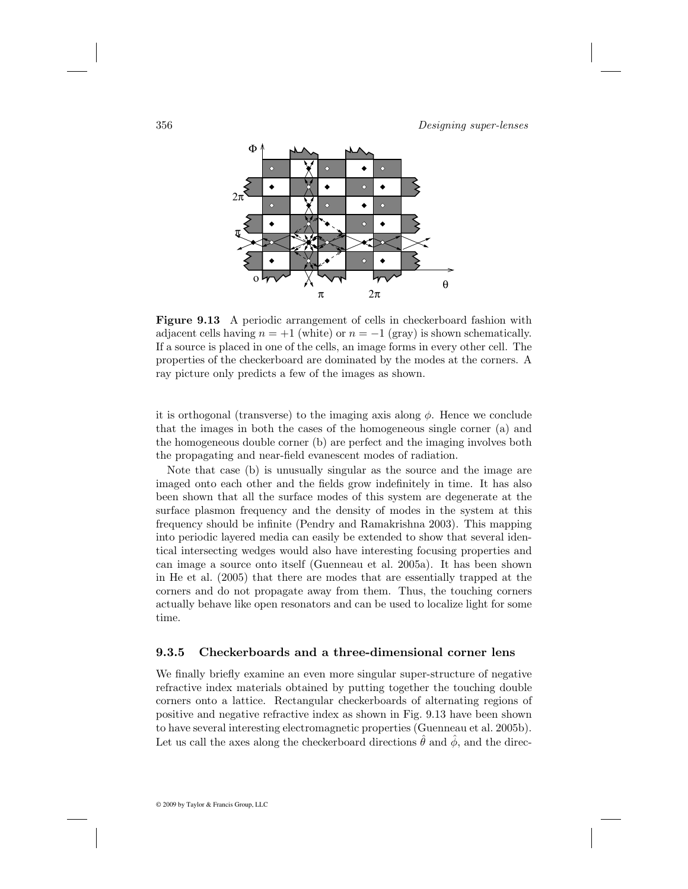**Figure 9.13** A periodic arrangement of cells in checkerboard fashion with adjacent cells having $n = +1$ (white) or $n = -1$ (gray) is shown schematically. If a source is placed in one of the cells, an image forms in every other cell. The properties of the checkerboard are dominated by the modes at the corners. A ray picture only predicts a few of the images as shown.

it is orthogonal (transverse) to the imaging axis along $\phi$. Hence we conclude that the images in both the cases of the homogeneous single corner (a) and the homogeneous double corner (b) are perfect and the imaging involves both the propagating and near-field evanescent modes of radiation.

Note that case (b) is unusually singular as the source and the image are imaged onto each other and the fields grow indefinitely in time. It has also been shown that all the surface modes of this system are degenerate at the surface plasmon frequency and the density of modes in the system at this frequency should be infinite (Pendry and Ramakrishna 2003). This mapping into periodic layered media can easily be extended to show that several identical intersecting wedges would also have interesting focusing properties and can image a source onto itself (Guenneau et al. 2005a). It has been shown in He et al. (2005) that there are modes that are essentially trapped at the corners and do not propagate away from them. Thus, the touching corners actually behave like open resonators and can be used to localize light for some time.

### 9.3.5 Checkerboards and a three-dimensional corner lens

We finally briefly examine an even more singular super-structure of negative refractive index materials obtained by putting together the touching double corners onto a lattice. Rectangular checkerboards of alternating regions of positive and negative refractive index as shown in Fig. 9.13 have been shown to have several interesting electromagnetic properties (Guenneau et al. 2005b). Let us call the axes along the checkerboard directions $\hat{\theta}$ and $\hat{\phi}$, and the direc-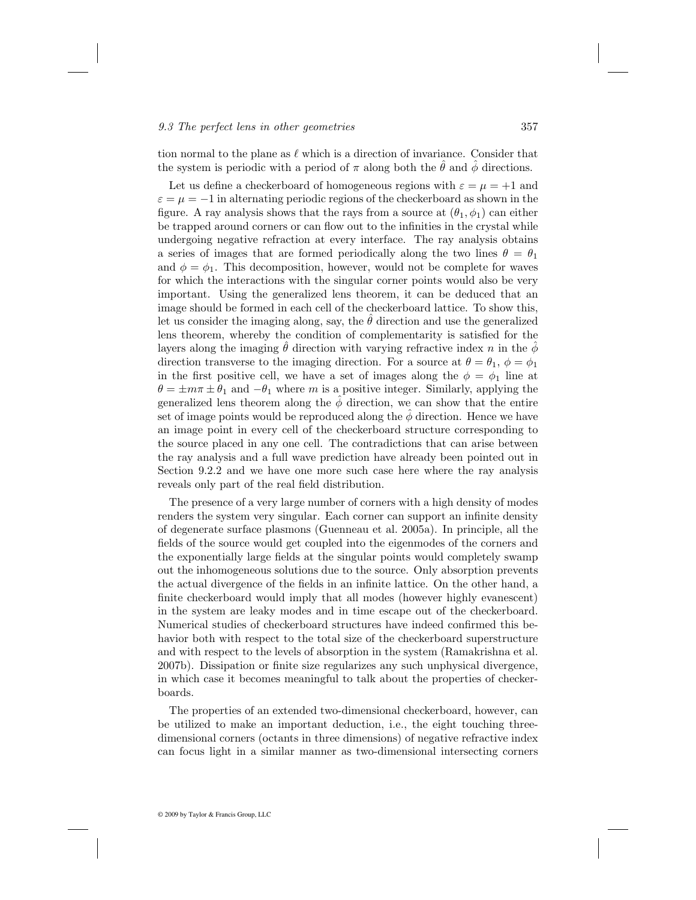tion normal to the plane as $\ell$ which is a direction of invariance. Consider that the system is periodic with a period of $\pi$ along both the $\hat{\theta}$ and $\hat{\phi}$ directions.

Let us define a checkerboard of homogeneous regions with $\varepsilon = \mu = +1$ and $\varepsilon = \mu = -1$ in alternating periodic regions of the checkerboard as shown in the figure. A ray analysis shows that the rays from a source at $(\theta_1, \phi_1)$ can either be trapped around corners or can flow out to the infinities in the crystal while undergoing negative refraction at every interface. The ray analysis obtains a series of images that are formed periodically along the two lines $\theta = \theta_1$ and $\phi = \phi_1$. This decomposition, however, would not be complete for waves for which the interactions with the singular corner points would also be very important. Using the generalized lens theorem, it can be deduced that an image should be formed in each cell of the checkerboard lattice. To show this, let us consider the imaging along, say, the $\hat{\theta}$ direction and use the generalized lens theorem, whereby the condition of complementarity is satisfied for the layers along the imaging $\hat{\theta}$ direction with varying refractive index $n$ in the $\hat{\phi}$ direction transverse to the imaging direction. For a source at $\theta = \theta_1$, $\phi = \phi_1$ in the first positive cell, we have a set of images along the $\phi = \phi_1$ line at $\theta = \pm m\pi \pm \theta_1$ and $-\theta_1$ where $m$ is a positive integer. Similarly, applying the generalized lens theorem along the $\hat{\phi}$ direction, we can show that the entire set of image points would be reproduced along the $\hat{\phi}$ direction. Hence we have an image point in every cell of the checkerboard structure corresponding to the source placed in any one cell. The contradictions that can arise between the ray analysis and a full wave prediction have already been pointed out in Section 9.2.2 and we have one more such case here where the ray analysis reveals only part of the real field distribution.

The presence of a very large number of corners with a high density of modes renders the system very singular. Each corner can support an infinite density of degenerate surface plasmons (Guenneau et al. 2005a). In principle, all the fields of the source would get coupled into the eigenmodes of the corners and the exponentially large fields at the singular points would completely swamp out the inhomogeneous solutions due to the source. Only absorption prevents the actual divergence of the fields in an infinite lattice. On the other hand, a finite checkerboard would imply that all modes (however highly evanescent) in the system are leaky modes and in time escape out of the checkerboard. Numerical studies of checkerboard structures have indeed confirmed this behavior both with respect to the total size of the checkerboard superstructure and with respect to the levels of absorption in the system (Ramakrishna et al. 2007b). Dissipation or finite size regularizes any such unphysical divergence, in which case it becomes meaningful to talk about the properties of checkerboards.

The properties of an extended two-dimensional checkerboard, however, can be utilized to make an important deduction, i.e., the eight touching three-dimensional corners (octants in three dimensions) of negative refractive index can focus light in a similar manner as two-dimensional intersecting corners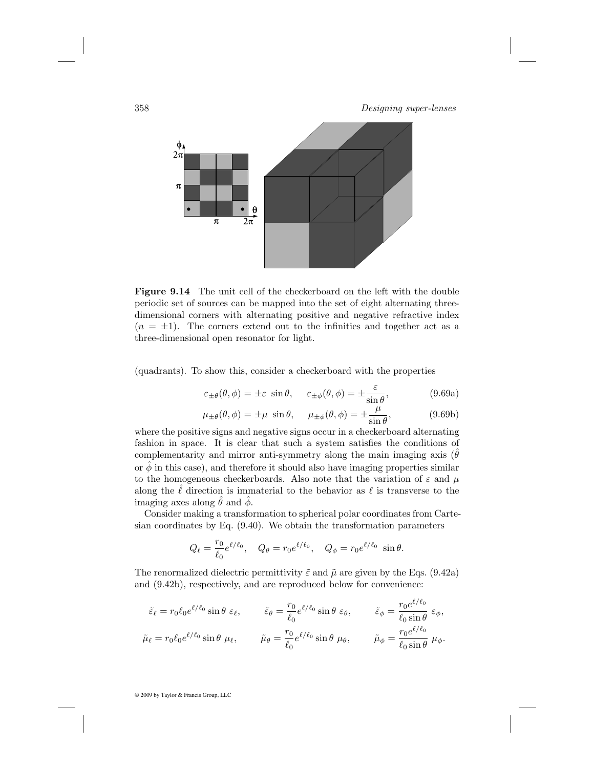**Figure 9.14** The unit cell of the checkerboard on the left with the double periodic set of sources can be mapped into the set of eight alternating three-dimensional corners with alternating positive and negative refractive index ($n = \pm 1$). The corners extend out to the infinities and together act as a three-dimensional open resonator for light.

(quadrants). To show this, consider a checkerboard with the properties

$$\varepsilon_{\pm\theta}(\theta, \phi) = \pm\varepsilon \ \sin\theta, \quad \varepsilon_{\pm\phi}(\theta, \phi) = \pm\frac{\varepsilon}{\sin\theta}, \tag{9.69a}$$

$$\mu_{\pm\theta}(\theta, \phi) = \pm\mu \ \sin\theta, \quad \mu_{\pm\phi}(\theta, \phi) = \pm\frac{\mu}{\sin\theta}, \tag{9.69b}$$

where the positive signs and negative signs occur in a checkerboard alternating fashion in space. It is clear that such a system satisfies the conditions of complementarity and mirror anti-symmetry along the main imaging axis ($\hat{\theta}$ or $\hat{\phi}$ in this case), and therefore it should also have imaging properties similar to the homogeneous checkerboards. Also note that the variation of $\varepsilon$ and $\mu$ along the $\hat{\ell}$ direction is immaterial to the behavior as $\ell$ is transverse to the imaging axes along $\hat{\theta}$ and $\hat{\phi}$.

Consider making a transformation to spherical polar coordinates from Cartesian coordinates by Eq. (9.40). We obtain the transformation parameters

$$Q_\ell = \frac{r_0}{\ell_0}e^{\ell/\ell_0}, \quad Q_\theta = r_0 e^{\ell/\ell_0}, \quad Q_\phi = r_0 e^{\ell/\ell_0} \ \sin\theta.$$

The renormalized dielectric permittivity $\tilde{\varepsilon}$ and $\tilde{\mu}$ are given by the Eqs. (9.42a) and (9.42b), respectively, and are reproduced below for convenience:

$$\tilde{\varepsilon}_\ell = r_0 \ell_0 e^{\ell/\ell_0} \sin\theta \ \varepsilon_\ell, \qquad \tilde{\varepsilon}_\theta = \frac{r_0}{\ell_0} e^{\ell/\ell_0} \sin\theta \ \varepsilon_\theta, \qquad \tilde{\varepsilon}_\phi = \frac{r_0 e^{\ell/\ell_0}}{\ell_0 \sin\theta} \ \varepsilon_\phi,$$

$$\tilde{\mu}_\ell = r_0 \ell_0 e^{\ell/\ell_0} \sin\theta \ \mu_\ell, \qquad \tilde{\mu}_\theta = \frac{r_0}{\ell_0} e^{\ell/\ell_0} \sin\theta \ \mu_\theta, \qquad \tilde{\mu}_\phi = \frac{r_0 e^{\ell/\ell_0}}{\ell_0 \sin\theta} \ \mu_\phi.$$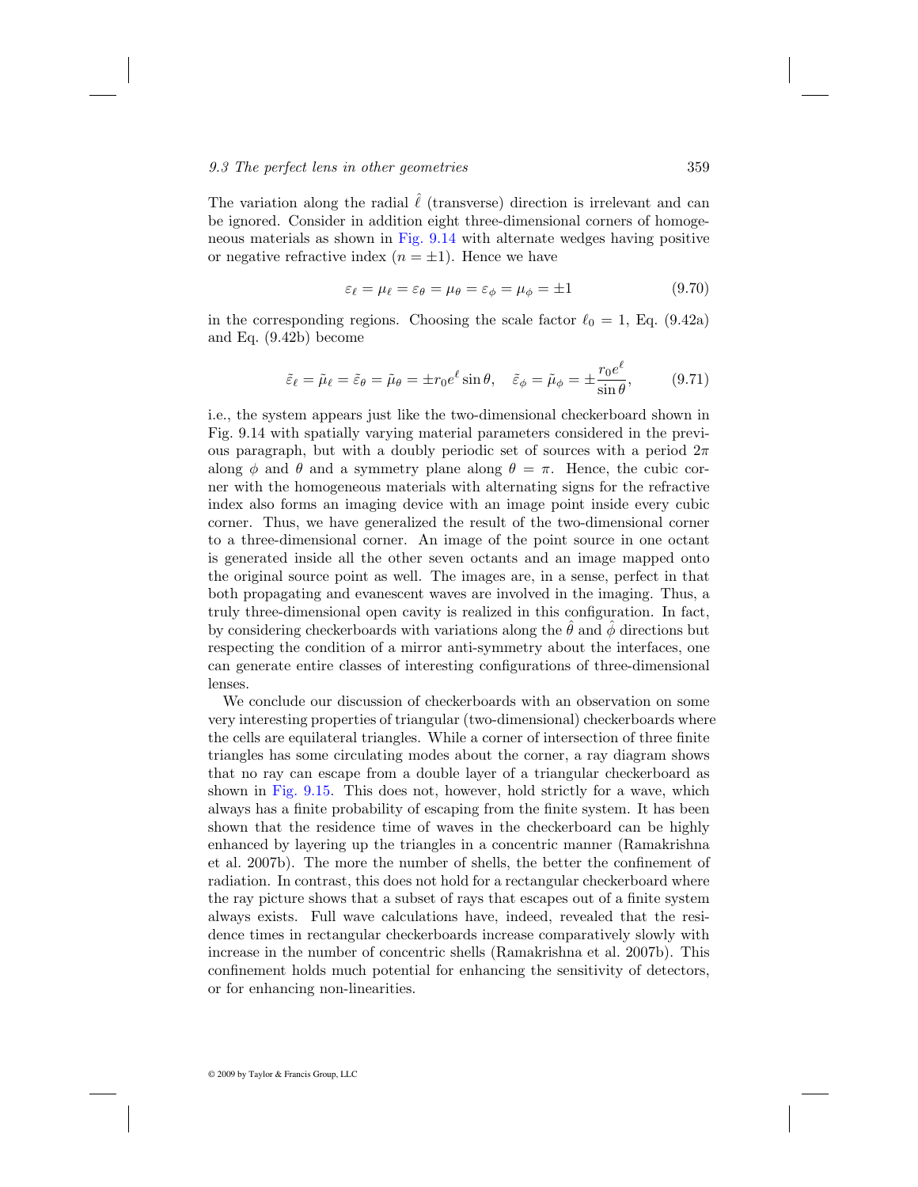The variation along the radial $\hat{\ell}$ (transverse) direction is irrelevant and can be ignored. Consider in addition eight three-dimensional corners of homogeneous materials as shown in Fig. 9.14 with alternate wedges having positive or negative refractive index ($n = \pm 1$). Hence we have

$$\varepsilon_\ell = \mu_\ell = \varepsilon_\theta = \mu_\theta = \varepsilon_\phi = \mu_\phi = \pm 1 \tag{9.70}$$

in the corresponding regions. Choosing the scale factor $\ell_0 = 1$, Eq. (9.42a) and Eq. (9.42b) become

$$\tilde{\varepsilon}_\ell = \tilde{\mu}_\ell = \tilde{\varepsilon}_\theta = \tilde{\mu}_\theta = \pm r_0 e^\ell \sin\theta, \quad \tilde{\varepsilon}_\phi = \tilde{\mu}_\phi = \pm \frac{r_0 e^\ell}{\sin\theta}, \tag{9.71}$$

i.e., the system appears just like the two-dimensional checkerboard shown in Fig. 9.14 with spatially varying material parameters considered in the previous paragraph, but with a doubly periodic set of sources with a period $2\pi$ along $\phi$ and $\theta$ and a symmetry plane along $\theta = \pi$. Hence, the cubic corner with the homogeneous materials with alternating signs for the refractive index also forms an imaging device with an image point inside every cubic corner. Thus, we have generalized the result of the two-dimensional corner to a three-dimensional corner. An image of the point source in one octant is generated inside all the other seven octants and an image mapped onto the original source point as well. The images are, in a sense, perfect in that both propagating and evanescent waves are involved in the imaging. Thus, a truly three-dimensional open cavity is realized in this configuration. In fact, by considering checkerboards with variations along the $\hat{\theta}$ and $\hat{\phi}$ directions but respecting the condition of a mirror anti-symmetry about the interfaces, one can generate entire classes of interesting configurations of three-dimensional lenses.

We conclude our discussion of checkerboards with an observation on some very interesting properties of triangular (two-dimensional) checkerboards where the cells are equilateral triangles. While a corner of intersection of three finite triangles has some circulating modes about the corner, a ray diagram shows that no ray can escape from a double layer of a triangular checkerboard as shown in Fig. 9.15. This does not, however, hold strictly for a wave, which always has a finite probability of escaping from the finite system. It has been shown that the residence time of waves in the checkerboard can be highly enhanced by layering up the triangles in a concentric manner (Ramakrishna et al. 2007b). The more the number of shells, the better the confinement of radiation. In contrast, this does not hold for a rectangular checkerboard where the ray picture shows that a subset of rays that escapes out of a finite system always exists. Full wave calculations have, indeed, revealed that the residence times in rectangular checkerboards increase comparatively slowly with increase in the number of concentric shells (Ramakrishna et al. 2007b). This confinement holds much potential for enhancing the sensitivity of detectors, or for enhancing non-linearities.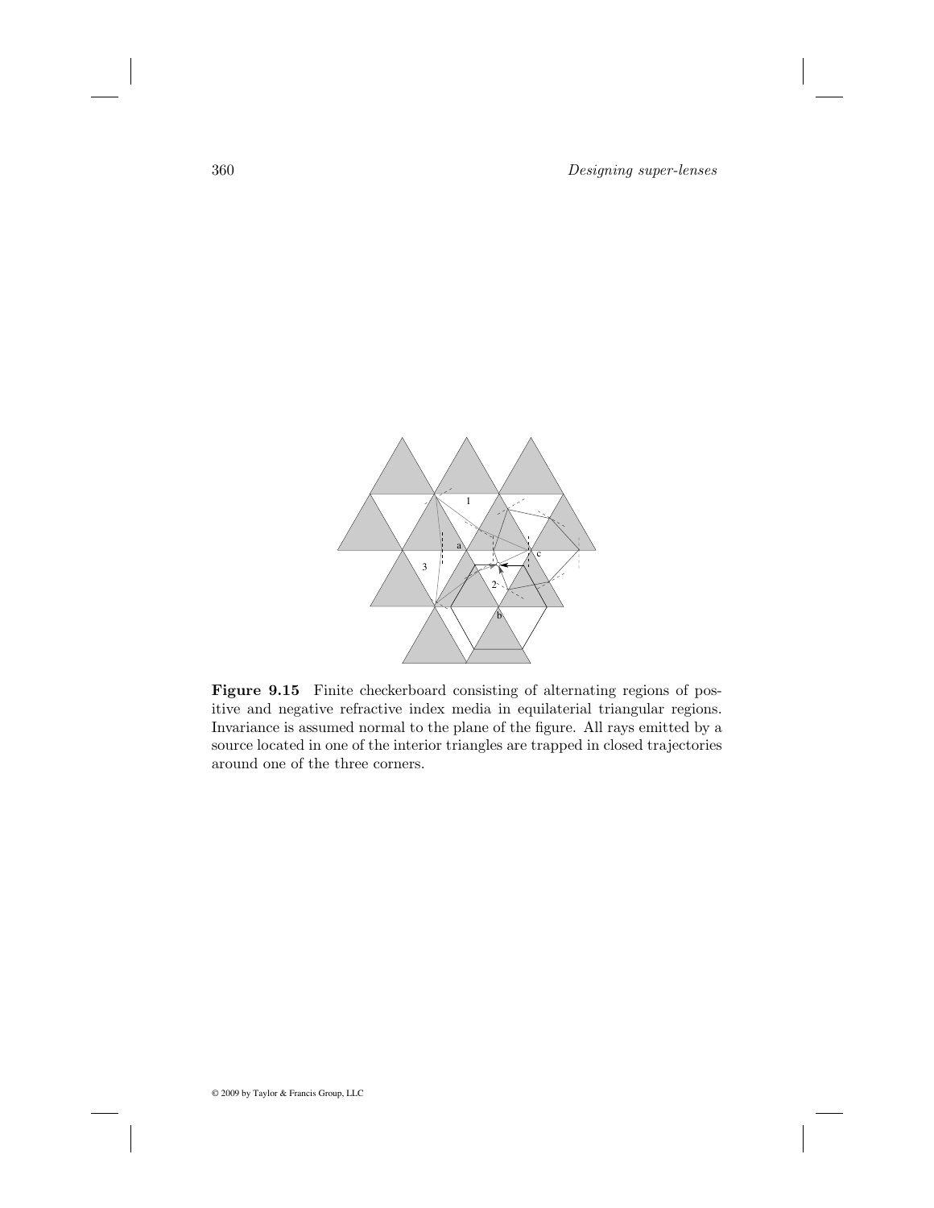1

a

c

3

2

b

**Figure 9.15** Finite checkerboard consisting of alternating regions of positive and negative refractive index media in equilaterial triangular regions. Invariance is assumed normal to the plane of the figure. All rays emitted by a source located in one of the interior triangles are trapped in closed trajectories around one of the three corners.